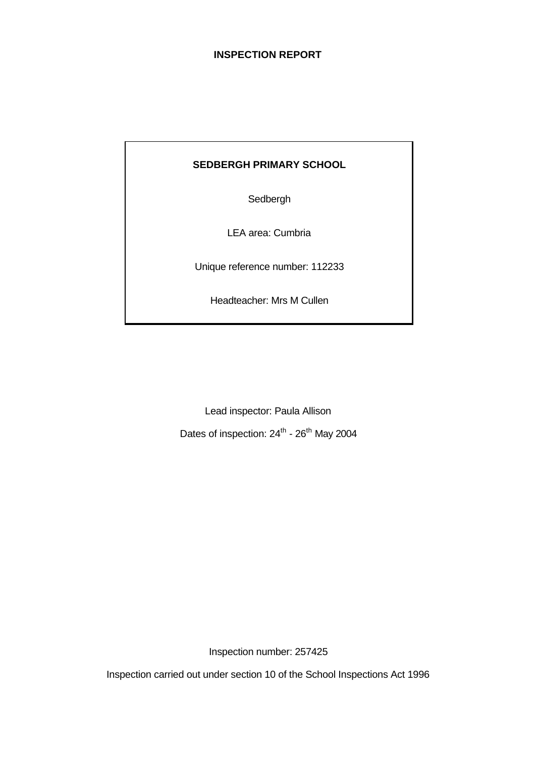# INSPECTION REPORT

**SEDBERGH PRIMARY SCHOOL**

Sedbergh

LEA area: Cumbria

Unique reference number: 112233

Headteacher: Mrs M Cullen

Lead inspector: Paula Allison

Dates of inspection: 24th - 26th May 2004

Inspection number: 257425

Inspection carried out under section 10 of the School Inspections Act 1996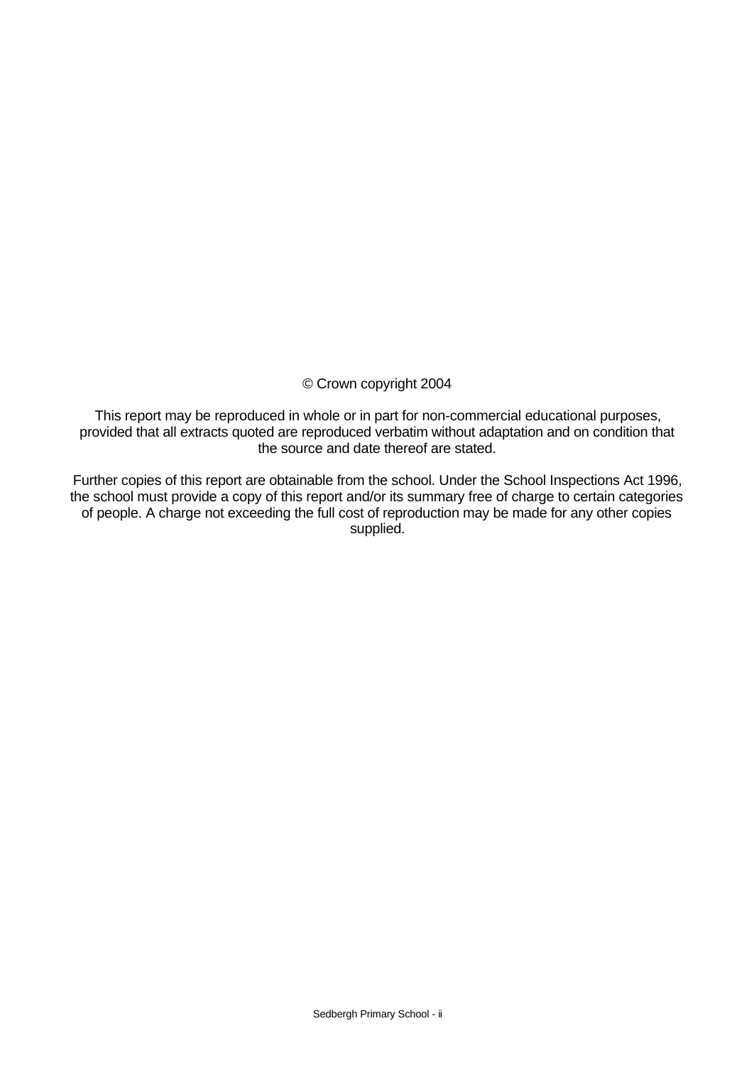© Crown copyright 2004

This report may be reproduced in whole or in part for non-commercial educational purposes, provided that all extracts quoted are reproduced verbatim without adaptation and on condition that the source and date thereof are stated.

Further copies of this report are obtainable from the school. Under the School Inspections Act 1996, the school must provide a copy of this report and/or its summary free of charge to certain categories of people. A charge not exceeding the full cost of reproduction may be made for any other copies supplied.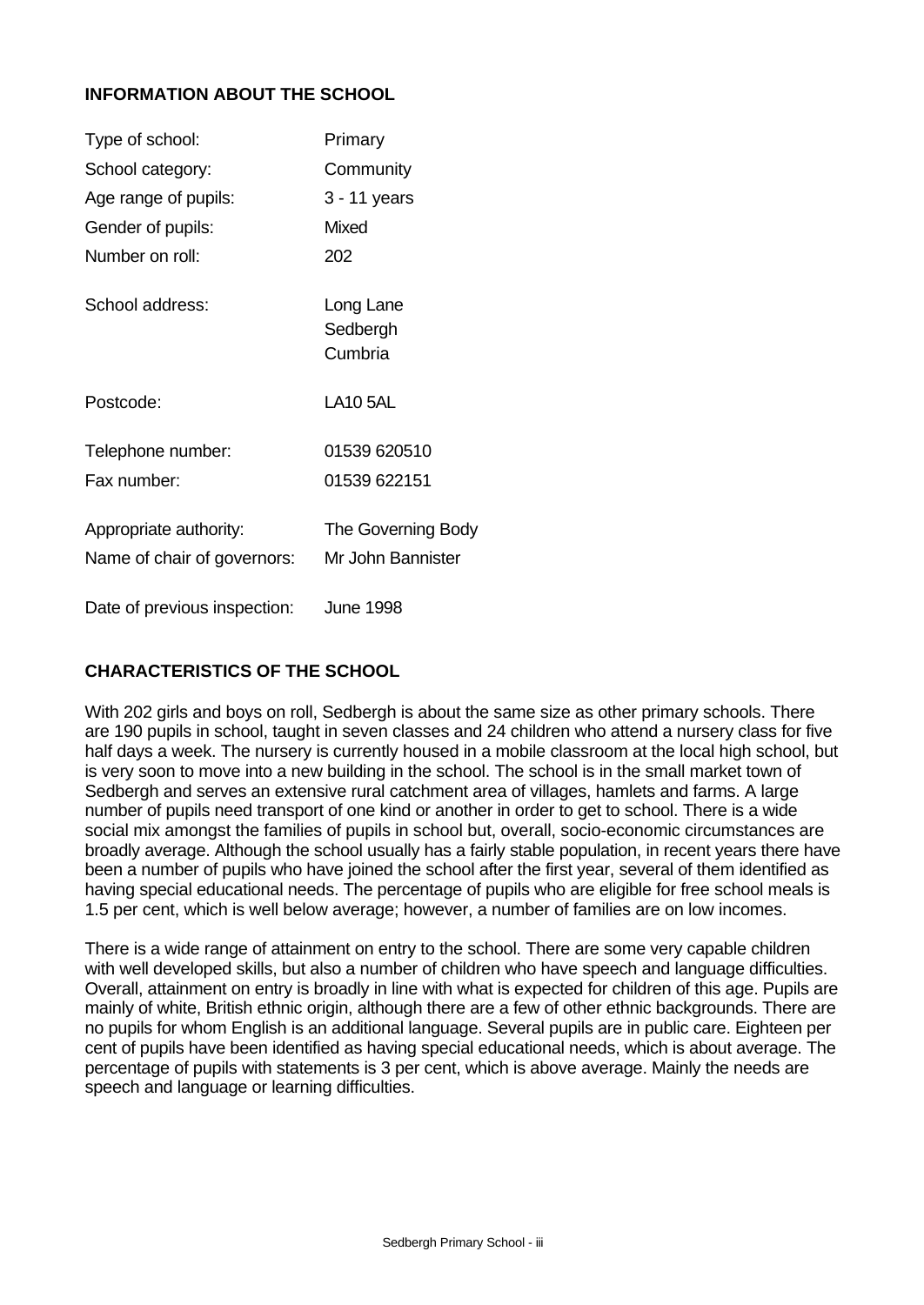## INFORMATION ABOUT THE SCHOOL

| | |
|---|---|
| Type of school: | Primary |
| School category: | Community |
| Age range of pupils: | 3 - 11 years |
| Gender of pupils: | Mixed |
| Number on roll: | 202 |
| School address: | Long Lane<br>Sedbergh<br>Cumbria |
| Postcode: | LA10 5AL |
| Telephone number: | 01539 620510 |
| Fax number: | 01539 622151 |
| Appropriate authority: | The Governing Body |
| Name of chair of governors: | Mr John Bannister |
| Date of previous inspection: | June 1998 |

## CHARACTERISTICS OF THE SCHOOL

With 202 girls and boys on roll, Sedbergh is about the same size as other primary schools. There are 190 pupils in school, taught in seven classes and 24 children who attend a nursery class for five half days a week. The nursery is currently housed in a mobile classroom at the local high school, but is very soon to move into a new building in the school. The school is in the small market town of Sedbergh and serves an extensive rural catchment area of villages, hamlets and farms. A large number of pupils need transport of one kind or another in order to get to school. There is a wide social mix amongst the families of pupils in school but, overall, socio-economic circumstances are broadly average. Although the school usually has a fairly stable population, in recent years there have been a number of pupils who have joined the school after the first year, several of them identified as having special educational needs. The percentage of pupils who are eligible for free school meals is 1.5 per cent, which is well below average; however, a number of families are on low incomes.

There is a wide range of attainment on entry to the school. There are some very capable children with well developed skills, but also a number of children who have speech and language difficulties. Overall, attainment on entry is broadly in line with what is expected for children of this age. Pupils are mainly of white, British ethnic origin, although there are a few of other ethnic backgrounds. There are no pupils for whom English is an additional language. Several pupils are in public care. Eighteen per cent of pupils have been identified as having special educational needs, which is about average. The percentage of pupils with statements is 3 per cent, which is above average. Mainly the needs are speech and language or learning difficulties.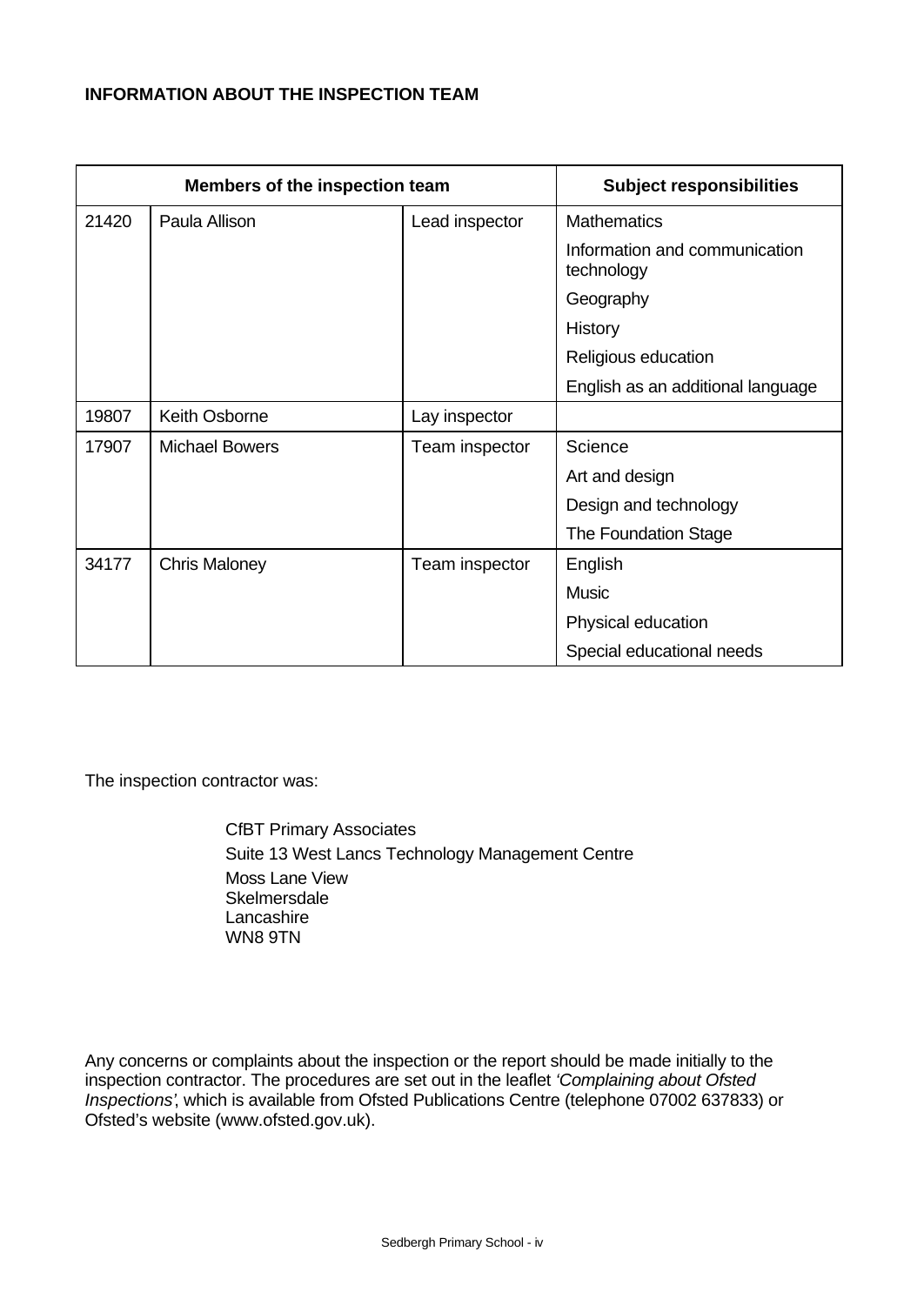**INFORMATION ABOUT THE INSPECTION TEAM**

| Members of the inspection team | | | Subject responsibilities |
|---|---|---|---|
| 21420 | Paula Allison | Lead inspector | Mathematics |
| | | | Information and communication technology |
| | | | Geography |
| | | | History |
| | | | Religious education |
| | | | English as an additional language |
| 19807 | Keith Osborne | Lay inspector | |
| 17907 | Michael Bowers | Team inspector | Science |
| | | | Art and design |
| | | | Design and technology |
| | | | The Foundation Stage |
| 34177 | Chris Maloney | Team inspector | English |
| | | | Music |
| | | | Physical education |
| | | | Special educational needs |

The inspection contractor was:

CfBT Primary Associates
Suite 13 West Lancs Technology Management Centre
Moss Lane View
Skelmersdale
Lancashire
WN8 9TN

Any concerns or complaints about the inspection or the report should be made initially to the inspection contractor. The procedures are set out in the leaflet *'Complaining about Ofsted Inspections'*, which is available from Ofsted Publications Centre (telephone 07002 637833) or Ofsted's website (www.ofsted.gov.uk).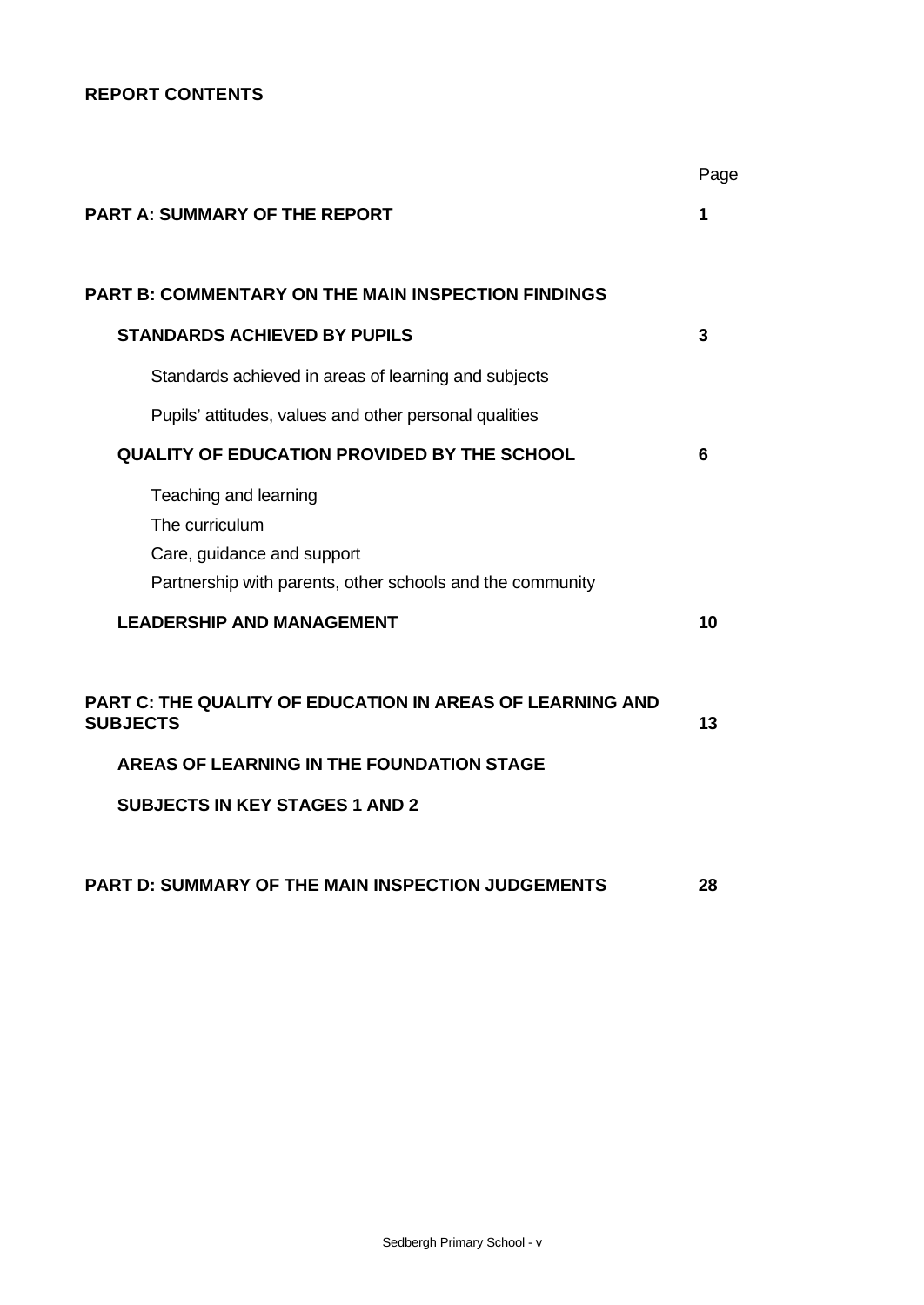**REPORT CONTENTS**

| | Page |
|---|---|
| **PART A: SUMMARY OF THE REPORT** | **1** |
| **PART B: COMMENTARY ON THE MAIN INSPECTION FINDINGS** | |
| **STANDARDS ACHIEVED BY PUPILS** | **3** |
| Standards achieved in areas of learning and subjects | |
| Pupils' attitudes, values and other personal qualities | |
| **QUALITY OF EDUCATION PROVIDED BY THE SCHOOL** | **6** |
| Teaching and learning<br>The curriculum<br>Care, guidance and support<br>Partnership with parents, other schools and the community | |
| **LEADERSHIP AND MANAGEMENT** | **10** |
| **PART C: THE QUALITY OF EDUCATION IN AREAS OF LEARNING AND SUBJECTS** | **13** |
| **AREAS OF LEARNING IN THE FOUNDATION STAGE** | |
| **SUBJECTS IN KEY STAGES 1 AND 2** | |
| **PART D: SUMMARY OF THE MAIN INSPECTION JUDGEMENTS** | **28** |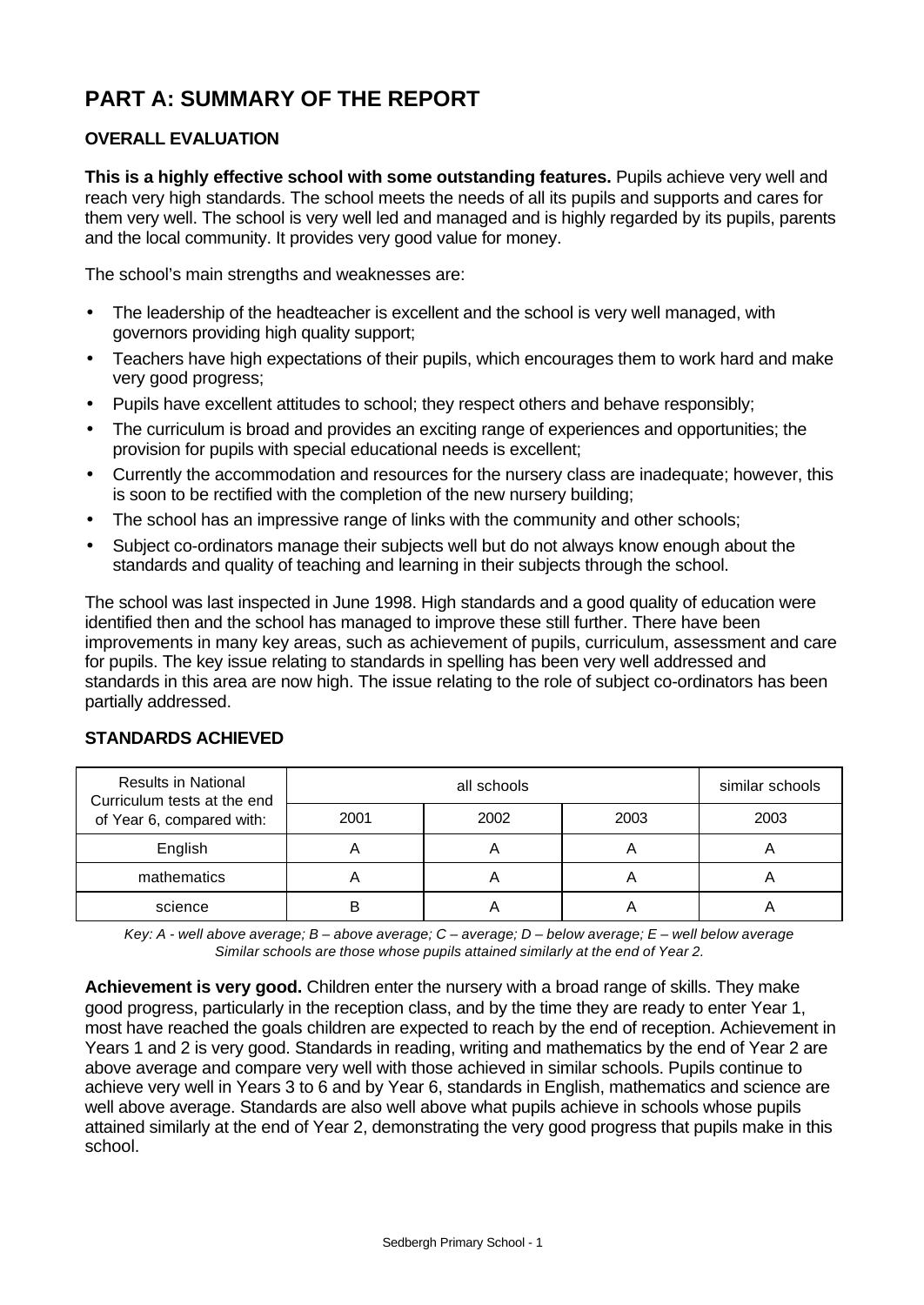# PART A: SUMMARY OF THE REPORT

### OVERALL EVALUATION

**This is a highly effective school with some outstanding features.** Pupils achieve very well and reach very high standards. The school meets the needs of all its pupils and supports and cares for them very well. The school is very well led and managed and is highly regarded by its pupils, parents and the local community. It provides very good value for money.

The school's main strengths and weaknesses are:

- The leadership of the headteacher is excellent and the school is very well managed, with governors providing high quality support;
- Teachers have high expectations of their pupils, which encourages them to work hard and make very good progress;
- Pupils have excellent attitudes to school; they respect others and behave responsibly;
- The curriculum is broad and provides an exciting range of experiences and opportunities; the provision for pupils with special educational needs is excellent;
- Currently the accommodation and resources for the nursery class are inadequate; however, this is soon to be rectified with the completion of the new nursery building;
- The school has an impressive range of links with the community and other schools;
- Subject co-ordinators manage their subjects well but do not always know enough about the standards and quality of teaching and learning in their subjects through the school.

The school was last inspected in June 1998. High standards and a good quality of education were identified then and the school has managed to improve these still further. There have been improvements in many key areas, such as achievement of pupils, curriculum, assessment and care for pupils. The key issue relating to standards in spelling has been very well addressed and standards in this area are now high. The issue relating to the role of subject co-ordinators has been partially addressed.

### STANDARDS ACHIEVED

| Results in National Curriculum tests at the end of Year 6, compared with: | all schools | | | similar schools |
|---|---|---|---|---|
| | 2001 | 2002 | 2003 | 2003 |
| English | A | A | A | A |
| mathematics | A | A | A | A |
| science | B | A | A | A |

*Key: A - well above average; B – above average; C – average; D – below average; E – well below average*
*Similar schools are those whose pupils attained similarly at the end of Year 2.*

**Achievement is very good.** Children enter the nursery with a broad range of skills. They make good progress, particularly in the reception class, and by the time they are ready to enter Year 1, most have reached the goals children are expected to reach by the end of reception. Achievement in Years 1 and 2 is very good. Standards in reading, writing and mathematics by the end of Year 2 are above average and compare very well with those achieved in similar schools. Pupils continue to achieve very well in Years 3 to 6 and by Year 6, standards in English, mathematics and science are well above average. Standards are also well above what pupils achieve in schools whose pupils attained similarly at the end of Year 2, demonstrating the very good progress that pupils make in this school.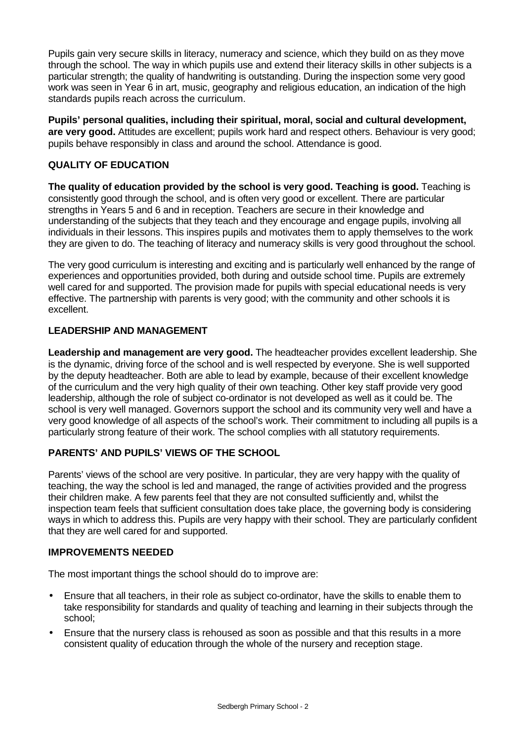Pupils gain very secure skills in literacy, numeracy and science, which they build on as they move through the school. The way in which pupils use and extend their literacy skills in other subjects is a particular strength; the quality of handwriting is outstanding. During the inspection some very good work was seen in Year 6 in art, music, geography and religious education, an indication of the high standards pupils reach across the curriculum.

**Pupils' personal qualities, including their spiritual, moral, social and cultural development, are very good.** Attitudes are excellent; pupils work hard and respect others. Behaviour is very good; pupils behave responsibly in class and around the school. Attendance is good.

## QUALITY OF EDUCATION

**The quality of education provided by the school is very good. Teaching is good.** Teaching is consistently good through the school, and is often very good or excellent. There are particular strengths in Years 5 and 6 and in reception. Teachers are secure in their knowledge and understanding of the subjects that they teach and they encourage and engage pupils, involving all individuals in their lessons. This inspires pupils and motivates them to apply themselves to the work they are given to do. The teaching of literacy and numeracy skills is very good throughout the school.

The very good curriculum is interesting and exciting and is particularly well enhanced by the range of experiences and opportunities provided, both during and outside school time. Pupils are extremely well cared for and supported. The provision made for pupils with special educational needs is very effective. The partnership with parents is very good; with the community and other schools it is excellent.

## LEADERSHIP AND MANAGEMENT

**Leadership and management are very good.** The headteacher provides excellent leadership. She is the dynamic, driving force of the school and is well respected by everyone. She is well supported by the deputy headteacher. Both are able to lead by example, because of their excellent knowledge of the curriculum and the very high quality of their own teaching. Other key staff provide very good leadership, although the role of subject co-ordinator is not developed as well as it could be. The school is very well managed. Governors support the school and its community very well and have a very good knowledge of all aspects of the school's work. Their commitment to including all pupils is a particularly strong feature of their work. The school complies with all statutory requirements.

## PARENTS' AND PUPILS' VIEWS OF THE SCHOOL

Parents' views of the school are very positive. In particular, they are very happy with the quality of teaching, the way the school is led and managed, the range of activities provided and the progress their children make. A few parents feel that they are not consulted sufficiently and, whilst the inspection team feels that sufficient consultation does take place, the governing body is considering ways in which to address this. Pupils are very happy with their school. They are particularly confident that they are well cared for and supported.

## IMPROVEMENTS NEEDED

The most important things the school should do to improve are:

- Ensure that all teachers, in their role as subject co-ordinator, have the skills to enable them to take responsibility for standards and quality of teaching and learning in their subjects through the school;
- Ensure that the nursery class is rehoused as soon as possible and that this results in a more consistent quality of education through the whole of the nursery and reception stage.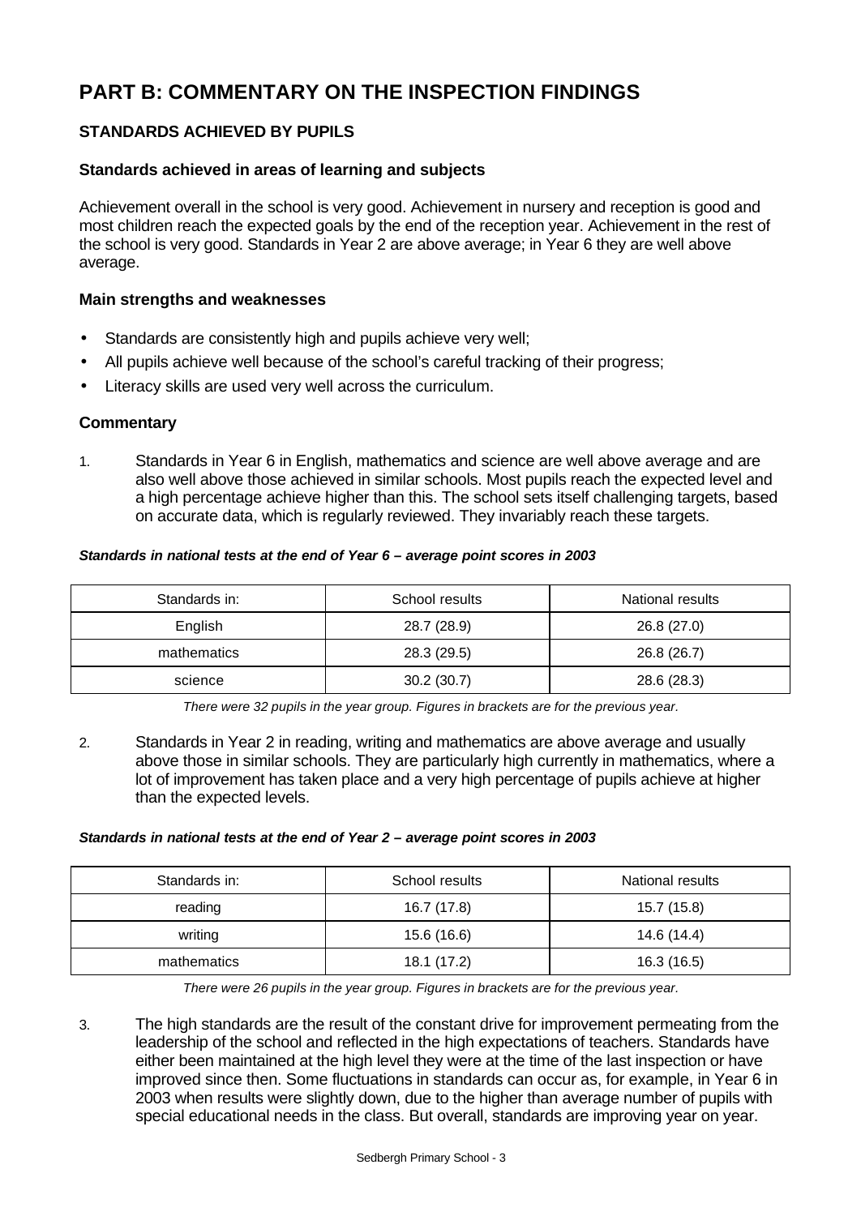# PART B: COMMENTARY ON THE INSPECTION FINDINGS

## STANDARDS ACHIEVED BY PUPILS

### Standards achieved in areas of learning and subjects

Achievement overall in the school is very good. Achievement in nursery and reception is good and most children reach the expected goals by the end of the reception year. Achievement in the rest of the school is very good. Standards in Year 2 are above average; in Year 6 they are well above average.

### Main strengths and weaknesses

- Standards are consistently high and pupils achieve very well;
- All pupils achieve well because of the school's careful tracking of their progress;
- Literacy skills are used very well across the curriculum.

### Commentary

1. Standards in Year 6 in English, mathematics and science are well above average and are also well above those achieved in similar schools. Most pupils reach the expected level and a high percentage achieve higher than this. The school sets itself challenging targets, based on accurate data, which is regularly reviewed. They invariably reach these targets.

***Standards in national tests at the end of Year 6 – average point scores in 2003***

| Standards in: | School results | National results |
|---|---|---|
| English | 28.7 (28.9) | 26.8 (27.0) |
| mathematics | 28.3 (29.5) | 26.8 (26.7) |
| science | 30.2 (30.7) | 28.6 (28.3) |

*There were 32 pupils in the year group. Figures in brackets are for the previous year.*

2. Standards in Year 2 in reading, writing and mathematics are above average and usually above those in similar schools. They are particularly high currently in mathematics, where a lot of improvement has taken place and a very high percentage of pupils achieve at higher than the expected levels.

***Standards in national tests at the end of Year 2 – average point scores in 2003***

| Standards in: | School results | National results |
|---|---|---|
| reading | 16.7 (17.8) | 15.7 (15.8) |
| writing | 15.6 (16.6) | 14.6 (14.4) |
| mathematics | 18.1 (17.2) | 16.3 (16.5) |

*There were 26 pupils in the year group. Figures in brackets are for the previous year.*

3. The high standards are the result of the constant drive for improvement permeating from the leadership of the school and reflected in the high expectations of teachers. Standards have either been maintained at the high level they were at the time of the last inspection or have improved since then. Some fluctuations in standards can occur as, for example, in Year 6 in 2003 when results were slightly down, due to the higher than average number of pupils with special educational needs in the class. But overall, standards are improving year on year.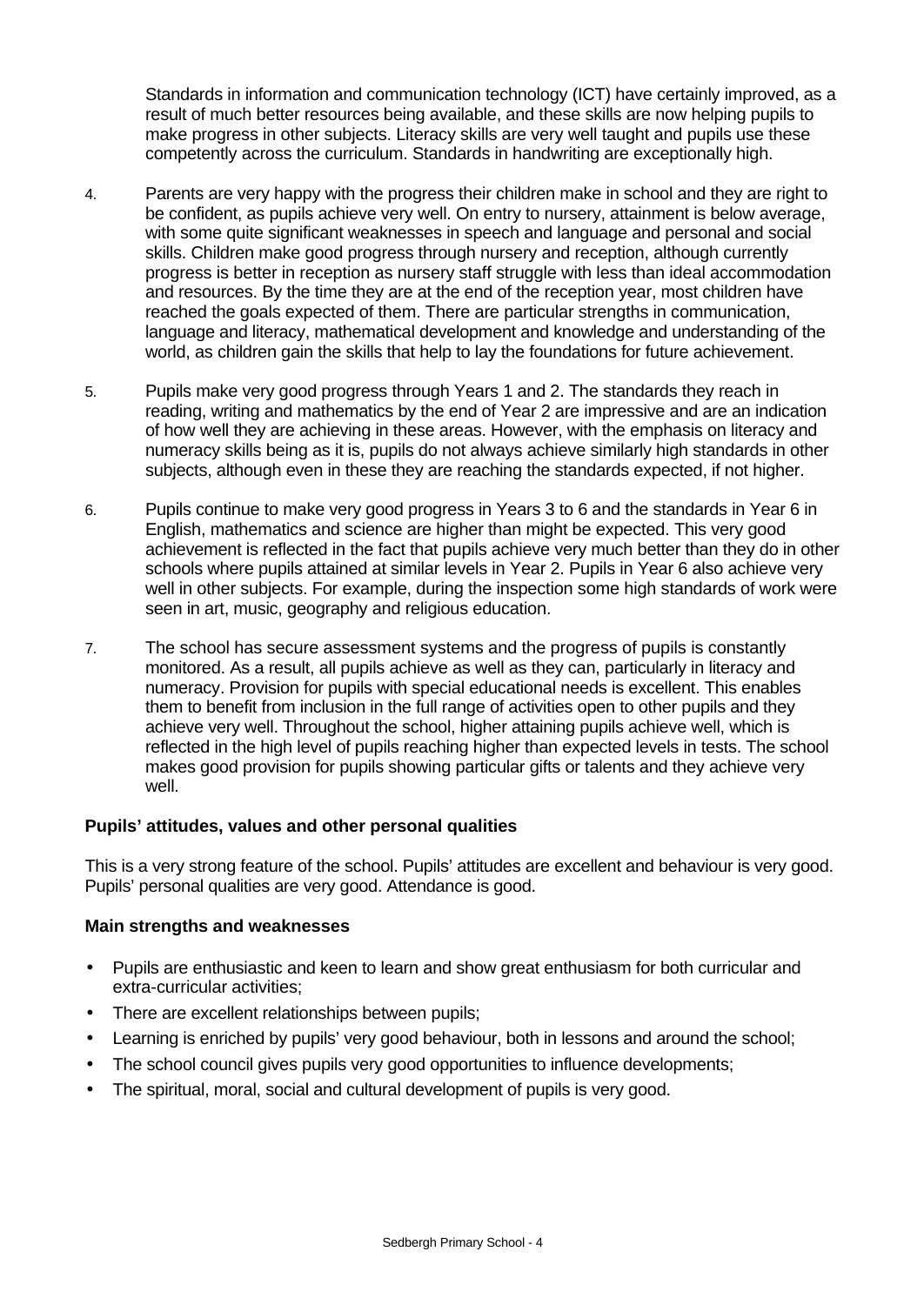Standards in information and communication technology (ICT) have certainly improved, as a result of much better resources being available, and these skills are now helping pupils to make progress in other subjects. Literacy skills are very well taught and pupils use these competently across the curriculum. Standards in handwriting are exceptionally high.

4. Parents are very happy with the progress their children make in school and they are right to be confident, as pupils achieve very well. On entry to nursery, attainment is below average, with some quite significant weaknesses in speech and language and personal and social skills. Children make good progress through nursery and reception, although currently progress is better in reception as nursery staff struggle with less than ideal accommodation and resources. By the time they are at the end of the reception year, most children have reached the goals expected of them. There are particular strengths in communication, language and literacy, mathematical development and knowledge and understanding of the world, as children gain the skills that help to lay the foundations for future achievement.

5. Pupils make very good progress through Years 1 and 2. The standards they reach in reading, writing and mathematics by the end of Year 2 are impressive and are an indication of how well they are achieving in these areas. However, with the emphasis on literacy and numeracy skills being as it is, pupils do not always achieve similarly high standards in other subjects, although even in these they are reaching the standards expected, if not higher.

6. Pupils continue to make very good progress in Years 3 to 6 and the standards in Year 6 in English, mathematics and science are higher than might be expected. This very good achievement is reflected in the fact that pupils achieve very much better than they do in other schools where pupils attained at similar levels in Year 2. Pupils in Year 6 also achieve very well in other subjects. For example, during the inspection some high standards of work were seen in art, music, geography and religious education.

7. The school has secure assessment systems and the progress of pupils is constantly monitored. As a result, all pupils achieve as well as they can, particularly in literacy and numeracy. Provision for pupils with special educational needs is excellent. This enables them to benefit from inclusion in the full range of activities open to other pupils and they achieve very well. Throughout the school, higher attaining pupils achieve well, which is reflected in the high level of pupils reaching higher than expected levels in tests. The school makes good provision for pupils showing particular gifts or talents and they achieve very well.

**Pupils' attitudes, values and other personal qualities**

This is a very strong feature of the school. Pupils' attitudes are excellent and behaviour is very good. Pupils' personal qualities are very good. Attendance is good.

**Main strengths and weaknesses**

- Pupils are enthusiastic and keen to learn and show great enthusiasm for both curricular and extra-curricular activities;
- There are excellent relationships between pupils;
- Learning is enriched by pupils' very good behaviour, both in lessons and around the school;
- The school council gives pupils very good opportunities to influence developments;
- The spiritual, moral, social and cultural development of pupils is very good.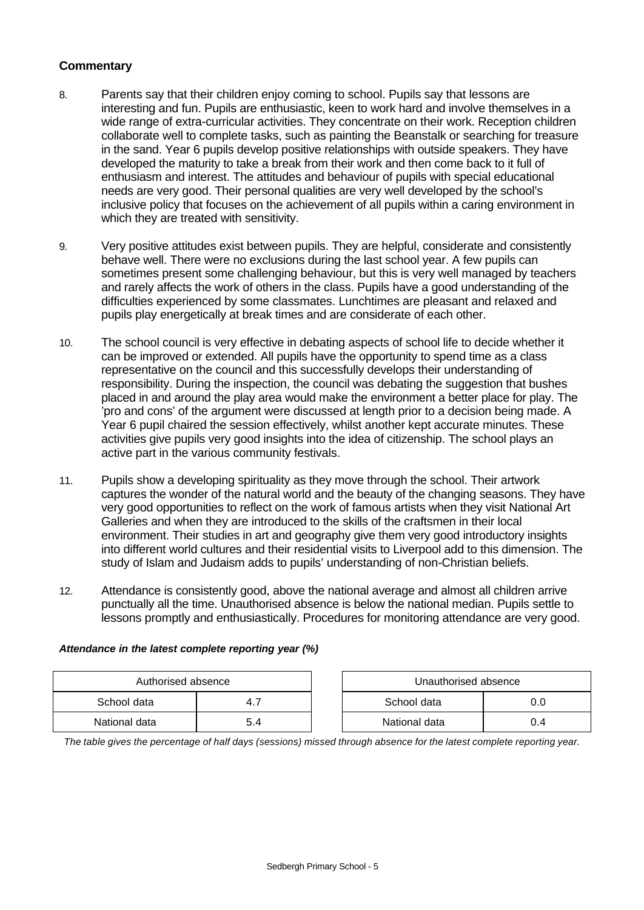**Commentary**

8. Parents say that their children enjoy coming to school. Pupils say that lessons are interesting and fun. Pupils are enthusiastic, keen to work hard and involve themselves in a wide range of extra-curricular activities. They concentrate on their work. Reception children collaborate well to complete tasks, such as painting the Beanstalk or searching for treasure in the sand. Year 6 pupils develop positive relationships with outside speakers. They have developed the maturity to take a break from their work and then come back to it full of enthusiasm and interest. The attitudes and behaviour of pupils with special educational needs are very good. Their personal qualities are very well developed by the school's inclusive policy that focuses on the achievement of all pupils within a caring environment in which they are treated with sensitivity.

9. Very positive attitudes exist between pupils. They are helpful, considerate and consistently behave well. There were no exclusions during the last school year. A few pupils can sometimes present some challenging behaviour, but this is very well managed by teachers and rarely affects the work of others in the class. Pupils have a good understanding of the difficulties experienced by some classmates. Lunchtimes are pleasant and relaxed and pupils play energetically at break times and are considerate of each other.

10. The school council is very effective in debating aspects of school life to decide whether it can be improved or extended. All pupils have the opportunity to spend time as a class representative on the council and this successfully develops their understanding of responsibility. During the inspection, the council was debating the suggestion that bushes placed in and around the play area would make the environment a better place for play. The 'pro and cons' of the argument were discussed at length prior to a decision being made. A Year 6 pupil chaired the session effectively, whilst another kept accurate minutes. These activities give pupils very good insights into the idea of citizenship. The school plays an active part in the various community festivals.

11. Pupils show a developing spirituality as they move through the school. Their artwork captures the wonder of the natural world and the beauty of the changing seasons. They have very good opportunities to reflect on the work of famous artists when they visit National Art Galleries and when they are introduced to the skills of the craftsmen in their local environment. Their studies in art and geography give them very good introductory insights into different world cultures and their residential visits to Liverpool add to this dimension. The study of Islam and Judaism adds to pupils' understanding of non-Christian beliefs.

12. Attendance is consistently good, above the national average and almost all children arrive punctually all the time. Unauthorised absence is below the national median. Pupils settle to lessons promptly and enthusiastically. Procedures for monitoring attendance are very good.

***Attendance in the latest complete reporting year (%)***

| Authorised absence | |
|---|---|
| School data | 4.7 |
| National data | 5.4 |

| Unauthorised absence | |
|---|---|
| School data | 0.0 |
| National data | 0.4 |

*The table gives the percentage of half days (sessions) missed through absence for the latest complete reporting year.*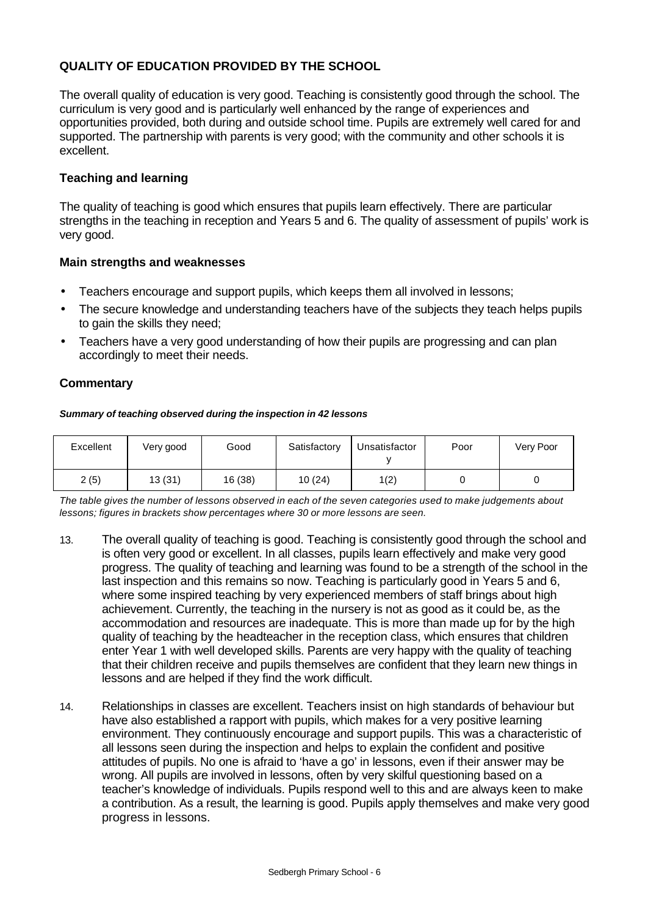### QUALITY OF EDUCATION PROVIDED BY THE SCHOOL

The overall quality of education is very good. Teaching is consistently good through the school. The curriculum is very good and is particularly well enhanced by the range of experiences and opportunities provided, both during and outside school time. Pupils are extremely well cared for and supported. The partnership with parents is very good; with the community and other schools it is excellent.

#### Teaching and learning

The quality of teaching is good which ensures that pupils learn effectively. There are particular strengths in the teaching in reception and Years 5 and 6. The quality of assessment of pupils' work is very good.

#### Main strengths and weaknesses

- Teachers encourage and support pupils, which keeps them all involved in lessons;
- The secure knowledge and understanding teachers have of the subjects they teach helps pupils to gain the skills they need;
- Teachers have a very good understanding of how their pupils are progressing and can plan accordingly to meet their needs.

#### Commentary

***Summary of teaching observed during the inspection in 42 lessons***

| Excellent | Very good | Good | Satisfactory | Unsatisfactory | Poor | Very Poor |
|---|---|---|---|---|---|---|
| 2 (5) | 13 (31) | 16 (38) | 10 (24) | 1(2) | 0 | 0 |

*The table gives the number of lessons observed in each of the seven categories used to make judgements about lessons; figures in brackets show percentages where 30 or more lessons are seen.*

13. The overall quality of teaching is good. Teaching is consistently good through the school and is often very good or excellent. In all classes, pupils learn effectively and make very good progress. The quality of teaching and learning was found to be a strength of the school in the last inspection and this remains so now. Teaching is particularly good in Years 5 and 6, where some inspired teaching by very experienced members of staff brings about high achievement. Currently, the teaching in the nursery is not as good as it could be, as the accommodation and resources are inadequate. This is more than made up for by the high quality of teaching by the headteacher in the reception class, which ensures that children enter Year 1 with well developed skills. Parents are very happy with the quality of teaching that their children receive and pupils themselves are confident that they learn new things in lessons and are helped if they find the work difficult.

14. Relationships in classes are excellent. Teachers insist on high standards of behaviour but have also established a rapport with pupils, which makes for a very positive learning environment. They continuously encourage and support pupils. This was a characteristic of all lessons seen during the inspection and helps to explain the confident and positive attitudes of pupils. No one is afraid to 'have a go' in lessons, even if their answer may be wrong. All pupils are involved in lessons, often by very skilful questioning based on a teacher's knowledge of individuals. Pupils respond well to this and are always keen to make a contribution. As a result, the learning is good. Pupils apply themselves and make very good progress in lessons.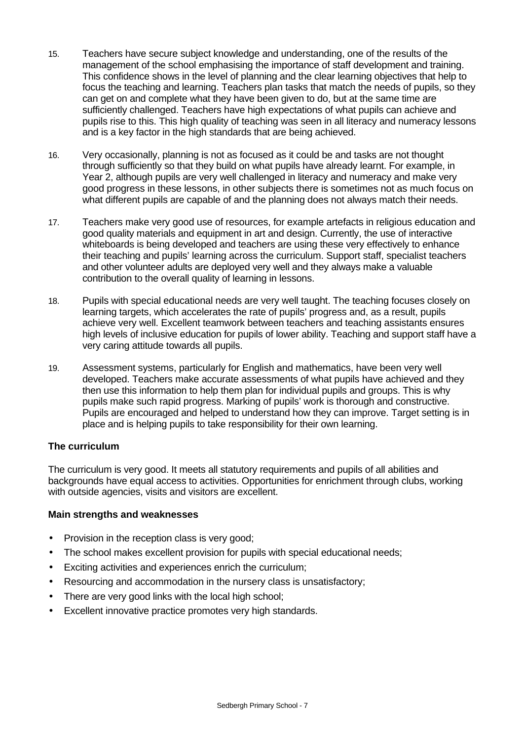15. Teachers have secure subject knowledge and understanding, one of the results of the management of the school emphasising the importance of staff development and training. This confidence shows in the level of planning and the clear learning objectives that help to focus the teaching and learning. Teachers plan tasks that match the needs of pupils, so they can get on and complete what they have been given to do, but at the same time are sufficiently challenged. Teachers have high expectations of what pupils can achieve and pupils rise to this. This high quality of teaching was seen in all literacy and numeracy lessons and is a key factor in the high standards that are being achieved.

16. Very occasionally, planning is not as focused as it could be and tasks are not thought through sufficiently so that they build on what pupils have already learnt. For example, in Year 2, although pupils are very well challenged in literacy and numeracy and make very good progress in these lessons, in other subjects there is sometimes not as much focus on what different pupils are capable of and the planning does not always match their needs.

17. Teachers make very good use of resources, for example artefacts in religious education and good quality materials and equipment in art and design. Currently, the use of interactive whiteboards is being developed and teachers are using these very effectively to enhance their teaching and pupils' learning across the curriculum. Support staff, specialist teachers and other volunteer adults are deployed very well and they always make a valuable contribution to the overall quality of learning in lessons.

18. Pupils with special educational needs are very well taught. The teaching focuses closely on learning targets, which accelerates the rate of pupils' progress and, as a result, pupils achieve very well. Excellent teamwork between teachers and teaching assistants ensures high levels of inclusive education for pupils of lower ability. Teaching and support staff have a very caring attitude towards all pupils.

19. Assessment systems, particularly for English and mathematics, have been very well developed. Teachers make accurate assessments of what pupils have achieved and they then use this information to help them plan for individual pupils and groups. This is why pupils make such rapid progress. Marking of pupils' work is thorough and constructive. Pupils are encouraged and helped to understand how they can improve. Target setting is in place and is helping pupils to take responsibility for their own learning.

### The curriculum

The curriculum is very good. It meets all statutory requirements and pupils of all abilities and backgrounds have equal access to activities. Opportunities for enrichment through clubs, working with outside agencies, visits and visitors are excellent.

#### Main strengths and weaknesses

- Provision in the reception class is very good;
- The school makes excellent provision for pupils with special educational needs;
- Exciting activities and experiences enrich the curriculum;
- Resourcing and accommodation in the nursery class is unsatisfactory;
- There are very good links with the local high school;
- Excellent innovative practice promotes very high standards.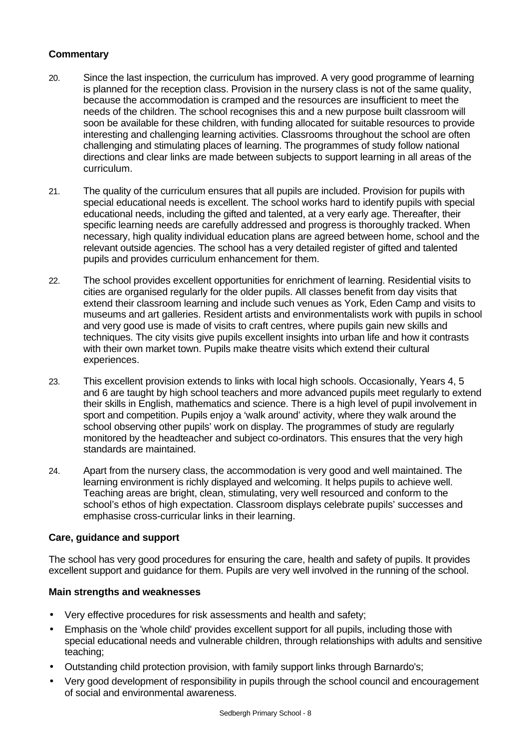**Commentary**

20. Since the last inspection, the curriculum has improved. A very good programme of learning is planned for the reception class. Provision in the nursery class is not of the same quality, because the accommodation is cramped and the resources are insufficient to meet the needs of the children. The school recognises this and a new purpose built classroom will soon be available for these children, with funding allocated for suitable resources to provide interesting and challenging learning activities. Classrooms throughout the school are often challenging and stimulating places of learning. The programmes of study follow national directions and clear links are made between subjects to support learning in all areas of the curriculum.

21. The quality of the curriculum ensures that all pupils are included. Provision for pupils with special educational needs is excellent. The school works hard to identify pupils with special educational needs, including the gifted and talented, at a very early age. Thereafter, their specific learning needs are carefully addressed and progress is thoroughly tracked. When necessary, high quality individual education plans are agreed between home, school and the relevant outside agencies. The school has a very detailed register of gifted and talented pupils and provides curriculum enhancement for them.

22. The school provides excellent opportunities for enrichment of learning. Residential visits to cities are organised regularly for the older pupils. All classes benefit from day visits that extend their classroom learning and include such venues as York, Eden Camp and visits to museums and art galleries. Resident artists and environmentalists work with pupils in school and very good use is made of visits to craft centres, where pupils gain new skills and techniques. The city visits give pupils excellent insights into urban life and how it contrasts with their own market town. Pupils make theatre visits which extend their cultural experiences.

23. This excellent provision extends to links with local high schools. Occasionally, Years 4, 5 and 6 are taught by high school teachers and more advanced pupils meet regularly to extend their skills in English, mathematics and science. There is a high level of pupil involvement in sport and competition. Pupils enjoy a 'walk around' activity, where they walk around the school observing other pupils' work on display. The programmes of study are regularly monitored by the headteacher and subject co-ordinators. This ensures that the very high standards are maintained.

24. Apart from the nursery class, the accommodation is very good and well maintained. The learning environment is richly displayed and welcoming. It helps pupils to achieve well. Teaching areas are bright, clean, stimulating, very well resourced and conform to the school's ethos of high expectation. Classroom displays celebrate pupils' successes and emphasise cross-curricular links in their learning.

**Care, guidance and support**

The school has very good procedures for ensuring the care, health and safety of pupils. It provides excellent support and guidance for them. Pupils are very well involved in the running of the school.

**Main strengths and weaknesses**

- Very effective procedures for risk assessments and health and safety;
- Emphasis on the 'whole child' provides excellent support for all pupils, including those with special educational needs and vulnerable children, through relationships with adults and sensitive teaching;
- Outstanding child protection provision, with family support links through Barnardo's;
- Very good development of responsibility in pupils through the school council and encouragement of social and environmental awareness.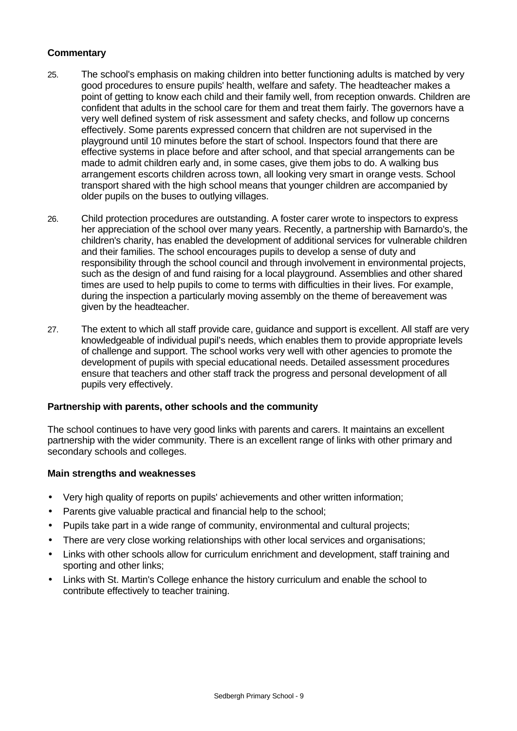**Commentary**

25. The school's emphasis on making children into better functioning adults is matched by very good procedures to ensure pupils' health, welfare and safety. The headteacher makes a point of getting to know each child and their family well, from reception onwards. Children are confident that adults in the school care for them and treat them fairly. The governors have a very well defined system of risk assessment and safety checks, and follow up concerns effectively. Some parents expressed concern that children are not supervised in the playground until 10 minutes before the start of school. Inspectors found that there are effective systems in place before and after school, and that special arrangements can be made to admit children early and, in some cases, give them jobs to do. A walking bus arrangement escorts children across town, all looking very smart in orange vests. School transport shared with the high school means that younger children are accompanied by older pupils on the buses to outlying villages.

26. Child protection procedures are outstanding. A foster carer wrote to inspectors to express her appreciation of the school over many years. Recently, a partnership with Barnardo's, the children's charity, has enabled the development of additional services for vulnerable children and their families. The school encourages pupils to develop a sense of duty and responsibility through the school council and through involvement in environmental projects, such as the design of and fund raising for a local playground. Assemblies and other shared times are used to help pupils to come to terms with difficulties in their lives. For example, during the inspection a particularly moving assembly on the theme of bereavement was given by the headteacher.

27. The extent to which all staff provide care, guidance and support is excellent. All staff are very knowledgeable of individual pupil's needs, which enables them to provide appropriate levels of challenge and support. The school works very well with other agencies to promote the development of pupils with special educational needs. Detailed assessment procedures ensure that teachers and other staff track the progress and personal development of all pupils very effectively.

**Partnership with parents, other schools and the community**

The school continues to have very good links with parents and carers. It maintains an excellent partnership with the wider community. There is an excellent range of links with other primary and secondary schools and colleges.

**Main strengths and weaknesses**

- Very high quality of reports on pupils' achievements and other written information;
- Parents give valuable practical and financial help to the school;
- Pupils take part in a wide range of community, environmental and cultural projects;
- There are very close working relationships with other local services and organisations;
- Links with other schools allow for curriculum enrichment and development, staff training and sporting and other links;
- Links with St. Martin's College enhance the history curriculum and enable the school to contribute effectively to teacher training.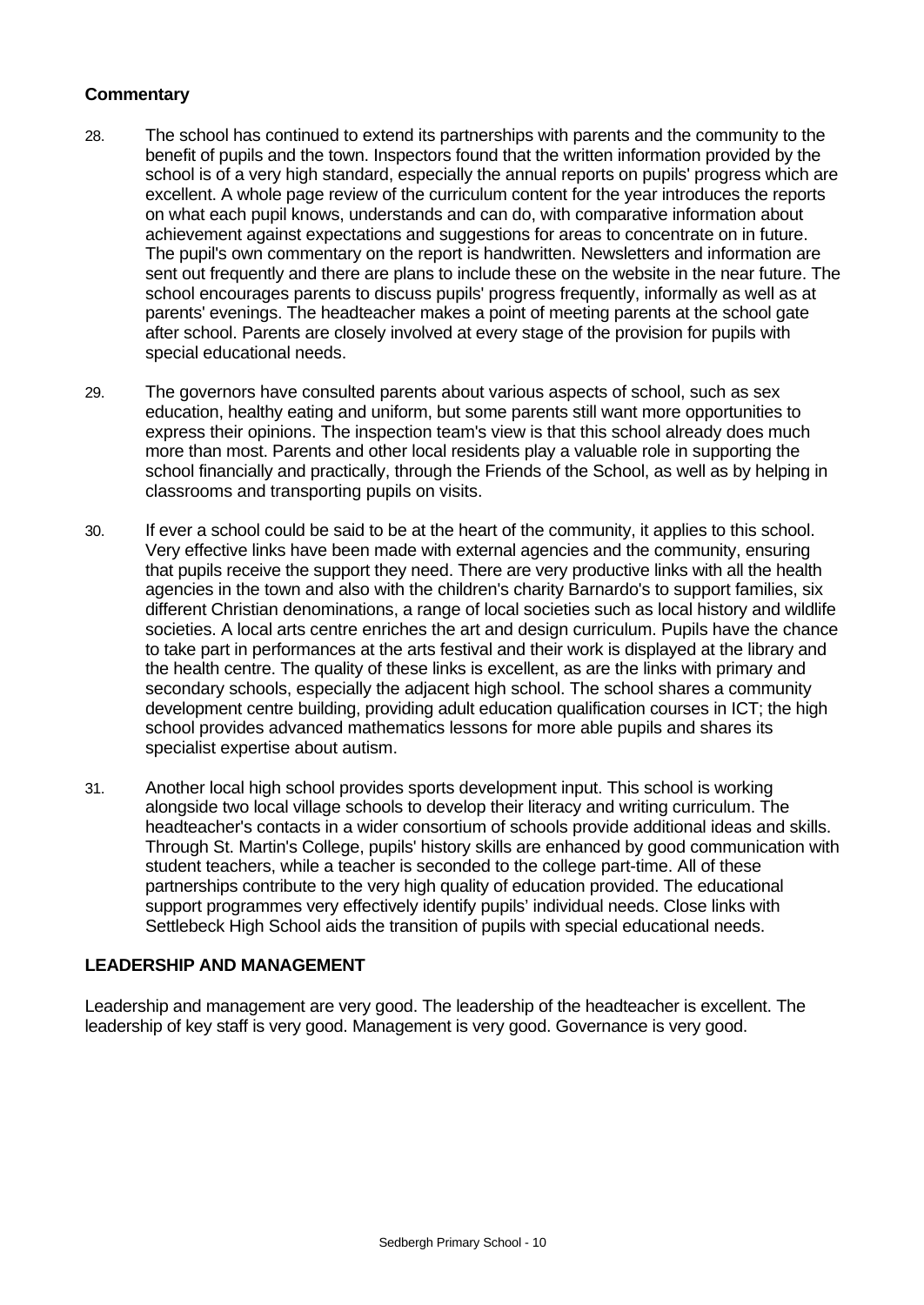**Commentary**

28. The school has continued to extend its partnerships with parents and the community to the benefit of pupils and the town. Inspectors found that the written information provided by the school is of a very high standard, especially the annual reports on pupils' progress which are excellent. A whole page review of the curriculum content for the year introduces the reports on what each pupil knows, understands and can do, with comparative information about achievement against expectations and suggestions for areas to concentrate on in future. The pupil's own commentary on the report is handwritten. Newsletters and information are sent out frequently and there are plans to include these on the website in the near future. The school encourages parents to discuss pupils' progress frequently, informally as well as at parents' evenings. The headteacher makes a point of meeting parents at the school gate after school. Parents are closely involved at every stage of the provision for pupils with special educational needs.

29. The governors have consulted parents about various aspects of school, such as sex education, healthy eating and uniform, but some parents still want more opportunities to express their opinions. The inspection team's view is that this school already does much more than most. Parents and other local residents play a valuable role in supporting the school financially and practically, through the Friends of the School, as well as by helping in classrooms and transporting pupils on visits.

30. If ever a school could be said to be at the heart of the community, it applies to this school. Very effective links have been made with external agencies and the community, ensuring that pupils receive the support they need. There are very productive links with all the health agencies in the town and also with the children's charity Barnardo's to support families, six different Christian denominations, a range of local societies such as local history and wildlife societies. A local arts centre enriches the art and design curriculum. Pupils have the chance to take part in performances at the arts festival and their work is displayed at the library and the health centre. The quality of these links is excellent, as are the links with primary and secondary schools, especially the adjacent high school. The school shares a community development centre building, providing adult education qualification courses in ICT; the high school provides advanced mathematics lessons for more able pupils and shares its specialist expertise about autism.

31. Another local high school provides sports development input. This school is working alongside two local village schools to develop their literacy and writing curriculum. The headteacher's contacts in a wider consortium of schools provide additional ideas and skills. Through St. Martin's College, pupils' history skills are enhanced by good communication with student teachers, while a teacher is seconded to the college part-time. All of these partnerships contribute to the very high quality of education provided. The educational support programmes very effectively identify pupils' individual needs. Close links with Settlebeck High School aids the transition of pupils with special educational needs.

## LEADERSHIP AND MANAGEMENT

Leadership and management are very good. The leadership of the headteacher is excellent. The leadership of key staff is very good. Management is very good. Governance is very good.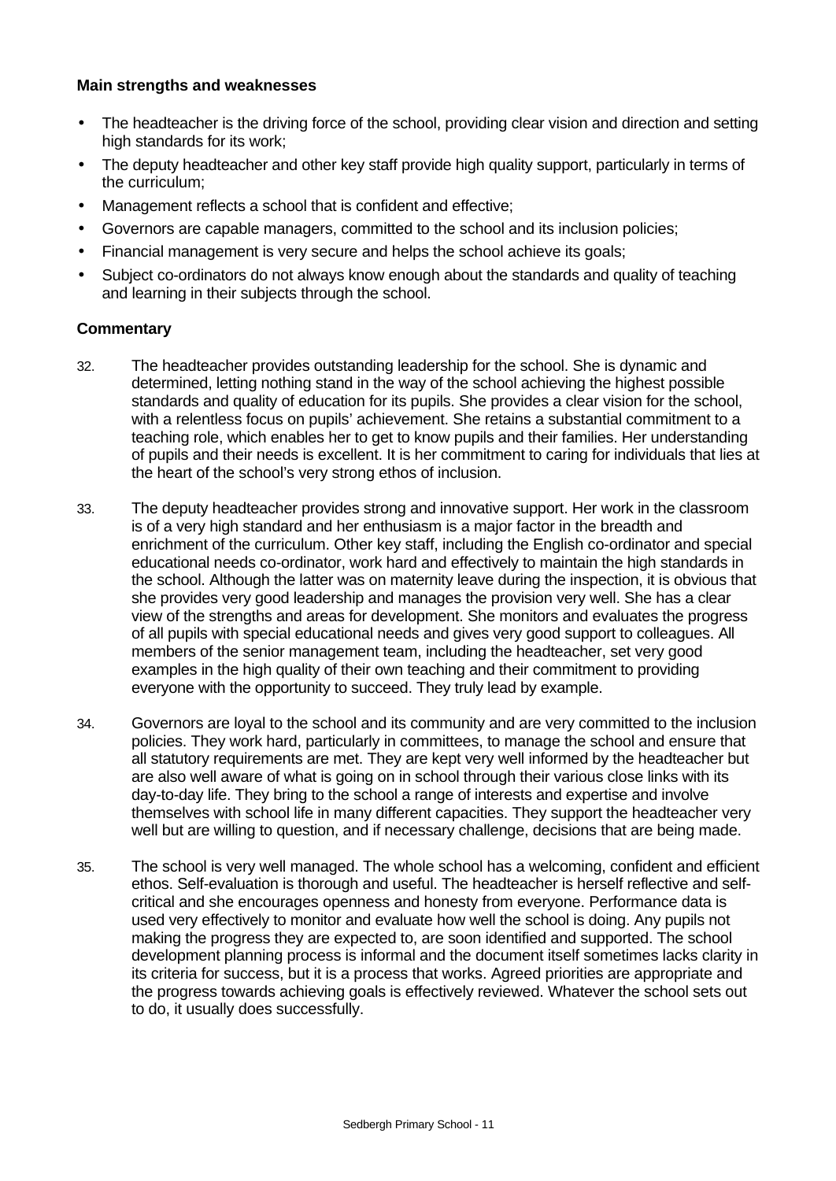**Main strengths and weaknesses**

- The headteacher is the driving force of the school, providing clear vision and direction and setting high standards for its work;
- The deputy headteacher and other key staff provide high quality support, particularly in terms of the curriculum;
- Management reflects a school that is confident and effective;
- Governors are capable managers, committed to the school and its inclusion policies;
- Financial management is very secure and helps the school achieve its goals;
- Subject co-ordinators do not always know enough about the standards and quality of teaching and learning in their subjects through the school.

**Commentary**

32. The headteacher provides outstanding leadership for the school. She is dynamic and determined, letting nothing stand in the way of the school achieving the highest possible standards and quality of education for its pupils. She provides a clear vision for the school, with a relentless focus on pupils' achievement. She retains a substantial commitment to a teaching role, which enables her to get to know pupils and their families. Her understanding of pupils and their needs is excellent. It is her commitment to caring for individuals that lies at the heart of the school's very strong ethos of inclusion.

33. The deputy headteacher provides strong and innovative support. Her work in the classroom is of a very high standard and her enthusiasm is a major factor in the breadth and enrichment of the curriculum. Other key staff, including the English co-ordinator and special educational needs co-ordinator, work hard and effectively to maintain the high standards in the school. Although the latter was on maternity leave during the inspection, it is obvious that she provides very good leadership and manages the provision very well. She has a clear view of the strengths and areas for development. She monitors and evaluates the progress of all pupils with special educational needs and gives very good support to colleagues. All members of the senior management team, including the headteacher, set very good examples in the high quality of their own teaching and their commitment to providing everyone with the opportunity to succeed. They truly lead by example.

34. Governors are loyal to the school and its community and are very committed to the inclusion policies. They work hard, particularly in committees, to manage the school and ensure that all statutory requirements are met. They are kept very well informed by the headteacher but are also well aware of what is going on in school through their various close links with its day-to-day life. They bring to the school a range of interests and expertise and involve themselves with school life in many different capacities. They support the headteacher very well but are willing to question, and if necessary challenge, decisions that are being made.

35. The school is very well managed. The whole school has a welcoming, confident and efficient ethos. Self-evaluation is thorough and useful. The headteacher is herself reflective and self-critical and she encourages openness and honesty from everyone. Performance data is used very effectively to monitor and evaluate how well the school is doing. Any pupils not making the progress they are expected to, are soon identified and supported. The school development planning process is informal and the document itself sometimes lacks clarity in its criteria for success, but it is a process that works. Agreed priorities are appropriate and the progress towards achieving goals is effectively reviewed. Whatever the school sets out to do, it usually does successfully.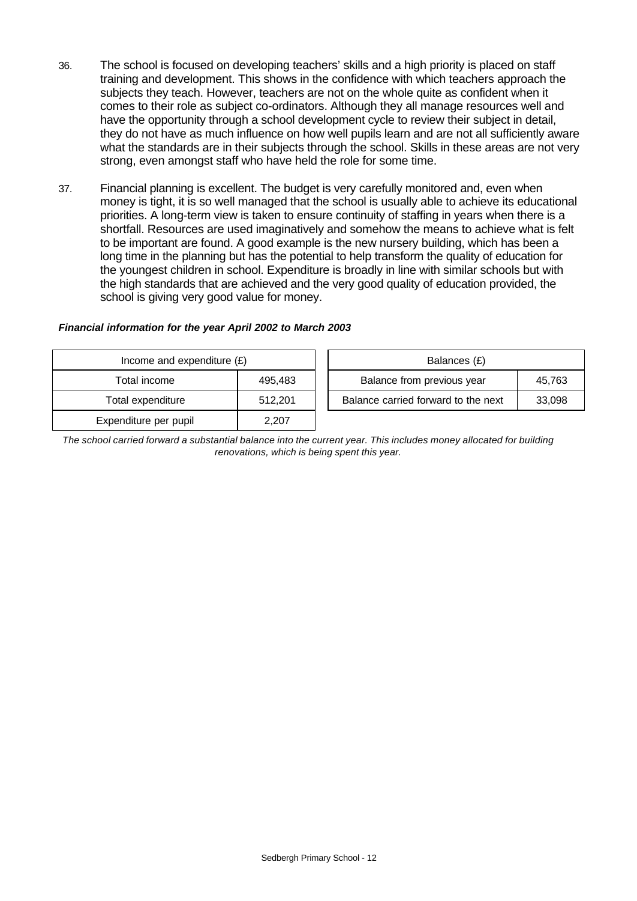36. The school is focused on developing teachers' skills and a high priority is placed on staff training and development. This shows in the confidence with which teachers approach the subjects they teach. However, teachers are not on the whole quite as confident when it comes to their role as subject co-ordinators. Although they all manage resources well and have the opportunity through a school development cycle to review their subject in detail, they do not have as much influence on how well pupils learn and are not all sufficiently aware what the standards are in their subjects through the school. Skills in these areas are not very strong, even amongst staff who have held the role for some time.

37. Financial planning is excellent. The budget is very carefully monitored and, even when money is tight, it is so well managed that the school is usually able to achieve its educational priorities. A long-term view is taken to ensure continuity of staffing in years when there is a shortfall. Resources are used imaginatively and somehow the means to achieve what is felt to be important are found. A good example is the new nursery building, which has been a long time in the planning but has the potential to help transform the quality of education for the youngest children in school. Expenditure is broadly in line with similar schools but with the high standards that are achieved and the very good quality of education provided, the school is giving very good value for money.

***Financial information for the year April 2002 to March 2003***

| Income and expenditure (£) | |
|---|---|
| Total income | 495,483 |
| Total expenditure | 512,201 |
| Expenditure per pupil | 2,207 |

| Balances (£) | |
|---|---|
| Balance from previous year | 45,763 |
| Balance carried forward to the next | 33,098 |

*The school carried forward a substantial balance into the current year. This includes money allocated for building renovations, which is being spent this year.*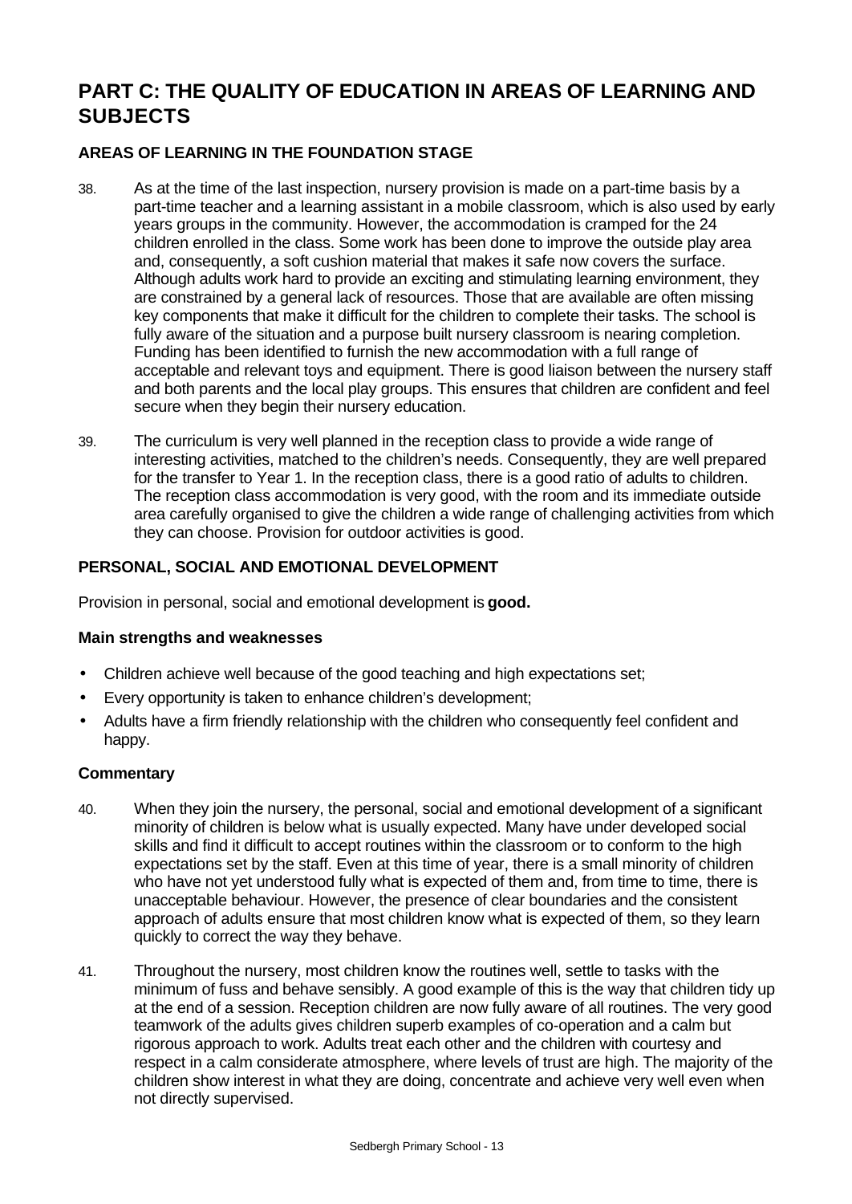# PART C: THE QUALITY OF EDUCATION IN AREAS OF LEARNING AND SUBJECTS

## AREAS OF LEARNING IN THE FOUNDATION STAGE

38. As at the time of the last inspection, nursery provision is made on a part-time basis by a part-time teacher and a learning assistant in a mobile classroom, which is also used by early years groups in the community. However, the accommodation is cramped for the 24 children enrolled in the class. Some work has been done to improve the outside play area and, consequently, a soft cushion material that makes it safe now covers the surface. Although adults work hard to provide an exciting and stimulating learning environment, they are constrained by a general lack of resources. Those that are available are often missing key components that make it difficult for the children to complete their tasks. The school is fully aware of the situation and a purpose built nursery classroom is nearing completion. Funding has been identified to furnish the new accommodation with a full range of acceptable and relevant toys and equipment. There is good liaison between the nursery staff and both parents and the local play groups. This ensures that children are confident and feel secure when they begin their nursery education.

39. The curriculum is very well planned in the reception class to provide a wide range of interesting activities, matched to the children's needs. Consequently, they are well prepared for the transfer to Year 1. In the reception class, there is a good ratio of adults to children. The reception class accommodation is very good, with the room and its immediate outside area carefully organised to give the children a wide range of challenging activities from which they can choose. Provision for outdoor activities is good.

## PERSONAL, SOCIAL AND EMOTIONAL DEVELOPMENT

Provision in personal, social and emotional development is **good.**

### Main strengths and weaknesses

- Children achieve well because of the good teaching and high expectations set;
- Every opportunity is taken to enhance children's development;
- Adults have a firm friendly relationship with the children who consequently feel confident and happy.

### Commentary

40. When they join the nursery, the personal, social and emotional development of a significant minority of children is below what is usually expected. Many have under developed social skills and find it difficult to accept routines within the classroom or to conform to the high expectations set by the staff. Even at this time of year, there is a small minority of children who have not yet understood fully what is expected of them and, from time to time, there is unacceptable behaviour. However, the presence of clear boundaries and the consistent approach of adults ensure that most children know what is expected of them, so they learn quickly to correct the way they behave.

41. Throughout the nursery, most children know the routines well, settle to tasks with the minimum of fuss and behave sensibly. A good example of this is the way that children tidy up at the end of a session. Reception children are now fully aware of all routines. The very good teamwork of the adults gives children superb examples of co-operation and a calm but rigorous approach to work. Adults treat each other and the children with courtesy and respect in a calm considerate atmosphere, where levels of trust are high. The majority of the children show interest in what they are doing, concentrate and achieve very well even when not directly supervised.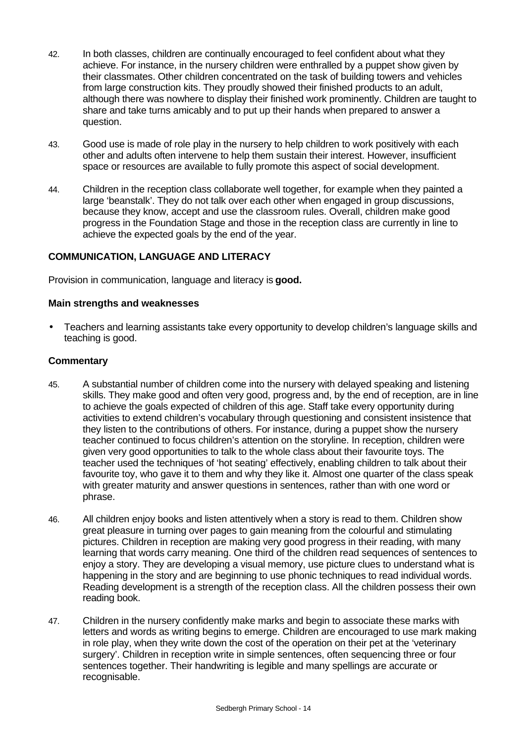42. In both classes, children are continually encouraged to feel confident about what they achieve. For instance, in the nursery children were enthralled by a puppet show given by their classmates. Other children concentrated on the task of building towers and vehicles from large construction kits. They proudly showed their finished products to an adult, although there was nowhere to display their finished work prominently. Children are taught to share and take turns amicably and to put up their hands when prepared to answer a question.

43. Good use is made of role play in the nursery to help children to work positively with each other and adults often intervene to help them sustain their interest. However, insufficient space or resources are available to fully promote this aspect of social development.

44. Children in the reception class collaborate well together, for example when they painted a large 'beanstalk'. They do not talk over each other when engaged in group discussions, because they know, accept and use the classroom rules. Overall, children make good progress in the Foundation Stage and those in the reception class are currently in line to achieve the expected goals by the end of the year.

### COMMUNICATION, LANGUAGE AND LITERACY

Provision in communication, language and literacy is **good.**

#### Main strengths and weaknesses

- Teachers and learning assistants take every opportunity to develop children's language skills and teaching is good.

#### Commentary

45. A substantial number of children come into the nursery with delayed speaking and listening skills. They make good and often very good, progress and, by the end of reception, are in line to achieve the goals expected of children of this age. Staff take every opportunity during activities to extend children's vocabulary through questioning and consistent insistence that they listen to the contributions of others. For instance, during a puppet show the nursery teacher continued to focus children's attention on the storyline. In reception, children were given very good opportunities to talk to the whole class about their favourite toys. The teacher used the techniques of 'hot seating' effectively, enabling children to talk about their favourite toy, who gave it to them and why they like it. Almost one quarter of the class speak with greater maturity and answer questions in sentences, rather than with one word or phrase.

46. All children enjoy books and listen attentively when a story is read to them. Children show great pleasure in turning over pages to gain meaning from the colourful and stimulating pictures. Children in reception are making very good progress in their reading, with many learning that words carry meaning. One third of the children read sequences of sentences to enjoy a story. They are developing a visual memory, use picture clues to understand what is happening in the story and are beginning to use phonic techniques to read individual words. Reading development is a strength of the reception class. All the children possess their own reading book.

47. Children in the nursery confidently make marks and begin to associate these marks with letters and words as writing begins to emerge. Children are encouraged to use mark making in role play, when they write down the cost of the operation on their pet at the 'veterinary surgery'. Children in reception write in simple sentences, often sequencing three or four sentences together. Their handwriting is legible and many spellings are accurate or recognisable.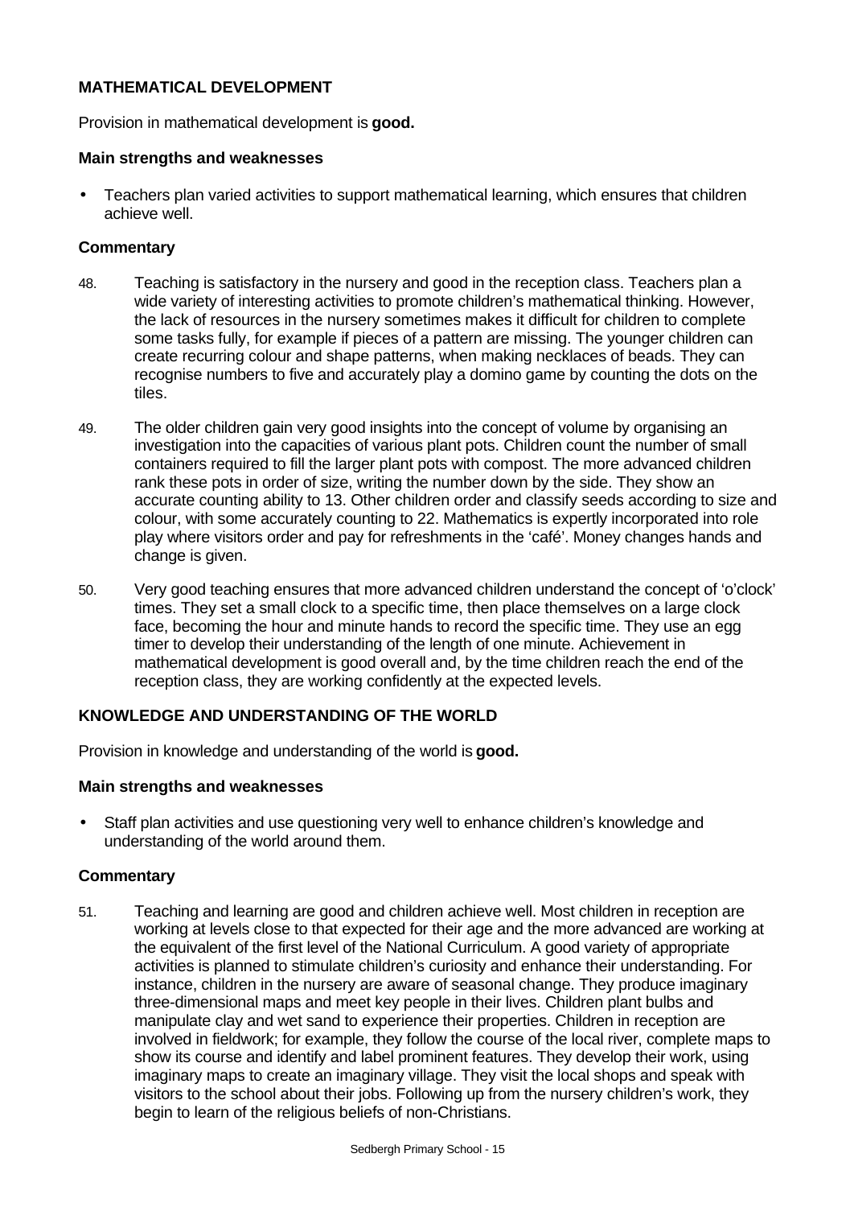### MATHEMATICAL DEVELOPMENT

Provision in mathematical development is **good.**

#### Main strengths and weaknesses

- Teachers plan varied activities to support mathematical learning, which ensures that children achieve well.

#### Commentary

48. Teaching is satisfactory in the nursery and good in the reception class. Teachers plan a wide variety of interesting activities to promote children's mathematical thinking. However, the lack of resources in the nursery sometimes makes it difficult for children to complete some tasks fully, for example if pieces of a pattern are missing. The younger children can create recurring colour and shape patterns, when making necklaces of beads. They can recognise numbers to five and accurately play a domino game by counting the dots on the tiles.

49. The older children gain very good insights into the concept of volume by organising an investigation into the capacities of various plant pots. Children count the number of small containers required to fill the larger plant pots with compost. The more advanced children rank these pots in order of size, writing the number down by the side. They show an accurate counting ability to 13. Other children order and classify seeds according to size and colour, with some accurately counting to 22. Mathematics is expertly incorporated into role play where visitors order and pay for refreshments in the 'café'. Money changes hands and change is given.

50. Very good teaching ensures that more advanced children understand the concept of 'o'clock' times. They set a small clock to a specific time, then place themselves on a large clock face, becoming the hour and minute hands to record the specific time. They use an egg timer to develop their understanding of the length of one minute. Achievement in mathematical development is good overall and, by the time children reach the end of the reception class, they are working confidently at the expected levels.

### KNOWLEDGE AND UNDERSTANDING OF THE WORLD

Provision in knowledge and understanding of the world is **good.**

#### Main strengths and weaknesses

- Staff plan activities and use questioning very well to enhance children's knowledge and understanding of the world around them.

#### Commentary

51. Teaching and learning are good and children achieve well. Most children in reception are working at levels close to that expected for their age and the more advanced are working at the equivalent of the first level of the National Curriculum. A good variety of appropriate activities is planned to stimulate children's curiosity and enhance their understanding. For instance, children in the nursery are aware of seasonal change. They produce imaginary three-dimensional maps and meet key people in their lives. Children plant bulbs and manipulate clay and wet sand to experience their properties. Children in reception are involved in fieldwork; for example, they follow the course of the local river, complete maps to show its course and identify and label prominent features. They develop their work, using imaginary maps to create an imaginary village. They visit the local shops and speak with visitors to the school about their jobs. Following up from the nursery children's work, they begin to learn of the religious beliefs of non-Christians.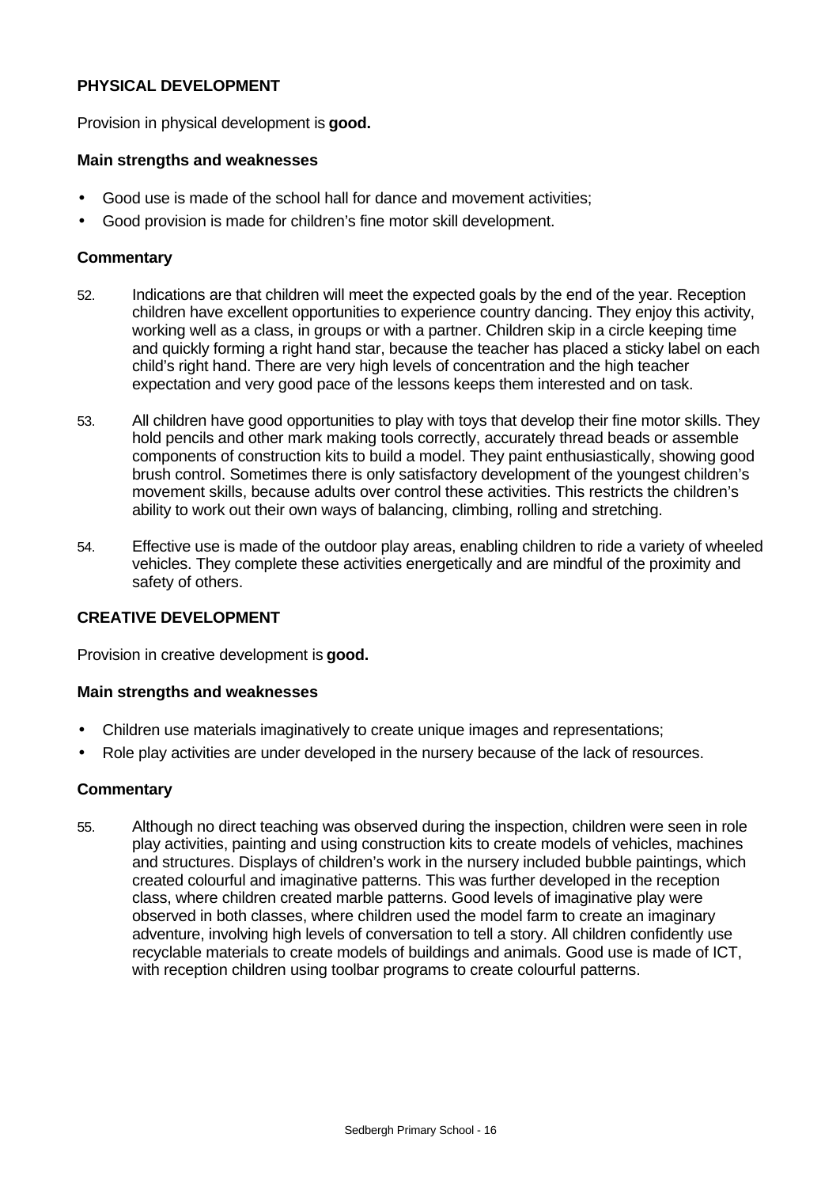### PHYSICAL DEVELOPMENT

Provision in physical development is **good.**

#### Main strengths and weaknesses

- Good use is made of the school hall for dance and movement activities;
- Good provision is made for children's fine motor skill development.

#### Commentary

52. Indications are that children will meet the expected goals by the end of the year. Reception children have excellent opportunities to experience country dancing. They enjoy this activity, working well as a class, in groups or with a partner. Children skip in a circle keeping time and quickly forming a right hand star, because the teacher has placed a sticky label on each child's right hand. There are very high levels of concentration and the high teacher expectation and very good pace of the lessons keeps them interested and on task.

53. All children have good opportunities to play with toys that develop their fine motor skills. They hold pencils and other mark making tools correctly, accurately thread beads or assemble components of construction kits to build a model. They paint enthusiastically, showing good brush control. Sometimes there is only satisfactory development of the youngest children's movement skills, because adults over control these activities. This restricts the children's ability to work out their own ways of balancing, climbing, rolling and stretching.

54. Effective use is made of the outdoor play areas, enabling children to ride a variety of wheeled vehicles. They complete these activities energetically and are mindful of the proximity and safety of others.

### CREATIVE DEVELOPMENT

Provision in creative development is **good.**

#### Main strengths and weaknesses

- Children use materials imaginatively to create unique images and representations;
- Role play activities are under developed in the nursery because of the lack of resources.

#### Commentary

55. Although no direct teaching was observed during the inspection, children were seen in role play activities, painting and using construction kits to create models of vehicles, machines and structures. Displays of children's work in the nursery included bubble paintings, which created colourful and imaginative patterns. This was further developed in the reception class, where children created marble patterns. Good levels of imaginative play were observed in both classes, where children used the model farm to create an imaginary adventure, involving high levels of conversation to tell a story. All children confidently use recyclable materials to create models of buildings and animals. Good use is made of ICT, with reception children using toolbar programs to create colourful patterns.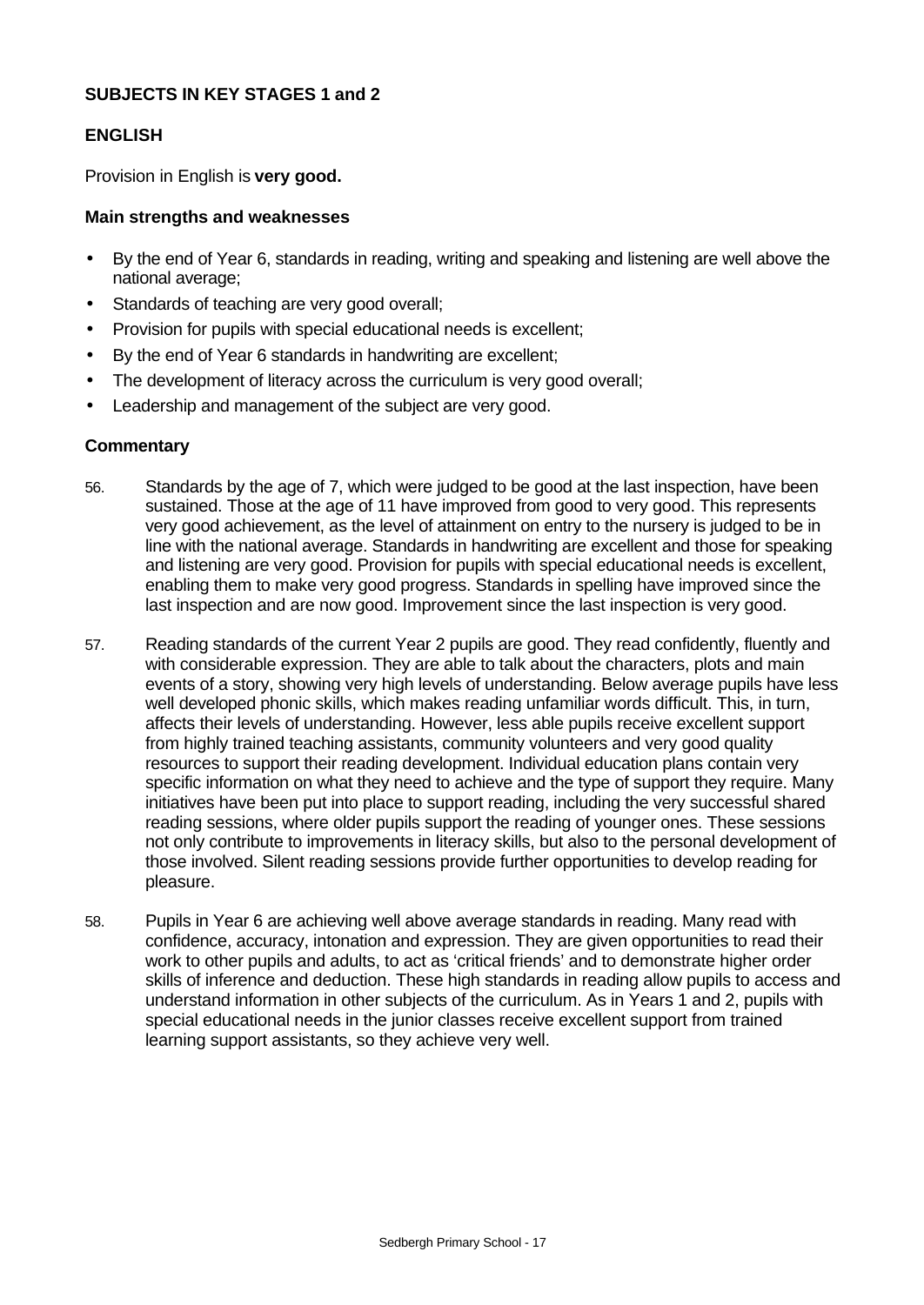## SUBJECTS IN KEY STAGES 1 and 2

### ENGLISH

Provision in English is **very good.**

#### Main strengths and weaknesses

- By the end of Year 6, standards in reading, writing and speaking and listening are well above the national average;
- Standards of teaching are very good overall;
- Provision for pupils with special educational needs is excellent;
- By the end of Year 6 standards in handwriting are excellent;
- The development of literacy across the curriculum is very good overall;
- Leadership and management of the subject are very good.

#### Commentary

56. Standards by the age of 7, which were judged to be good at the last inspection, have been sustained. Those at the age of 11 have improved from good to very good. This represents very good achievement, as the level of attainment on entry to the nursery is judged to be in line with the national average. Standards in handwriting are excellent and those for speaking and listening are very good. Provision for pupils with special educational needs is excellent, enabling them to make very good progress. Standards in spelling have improved since the last inspection and are now good. Improvement since the last inspection is very good.

57. Reading standards of the current Year 2 pupils are good. They read confidently, fluently and with considerable expression. They are able to talk about the characters, plots and main events of a story, showing very high levels of understanding. Below average pupils have less well developed phonic skills, which makes reading unfamiliar words difficult. This, in turn, affects their levels of understanding. However, less able pupils receive excellent support from highly trained teaching assistants, community volunteers and very good quality resources to support their reading development. Individual education plans contain very specific information on what they need to achieve and the type of support they require. Many initiatives have been put into place to support reading, including the very successful shared reading sessions, where older pupils support the reading of younger ones. These sessions not only contribute to improvements in literacy skills, but also to the personal development of those involved. Silent reading sessions provide further opportunities to develop reading for pleasure.

58. Pupils in Year 6 are achieving well above average standards in reading. Many read with confidence, accuracy, intonation and expression. They are given opportunities to read their work to other pupils and adults, to act as 'critical friends' and to demonstrate higher order skills of inference and deduction. These high standards in reading allow pupils to access and understand information in other subjects of the curriculum. As in Years 1 and 2, pupils with special educational needs in the junior classes receive excellent support from trained learning support assistants, so they achieve very well.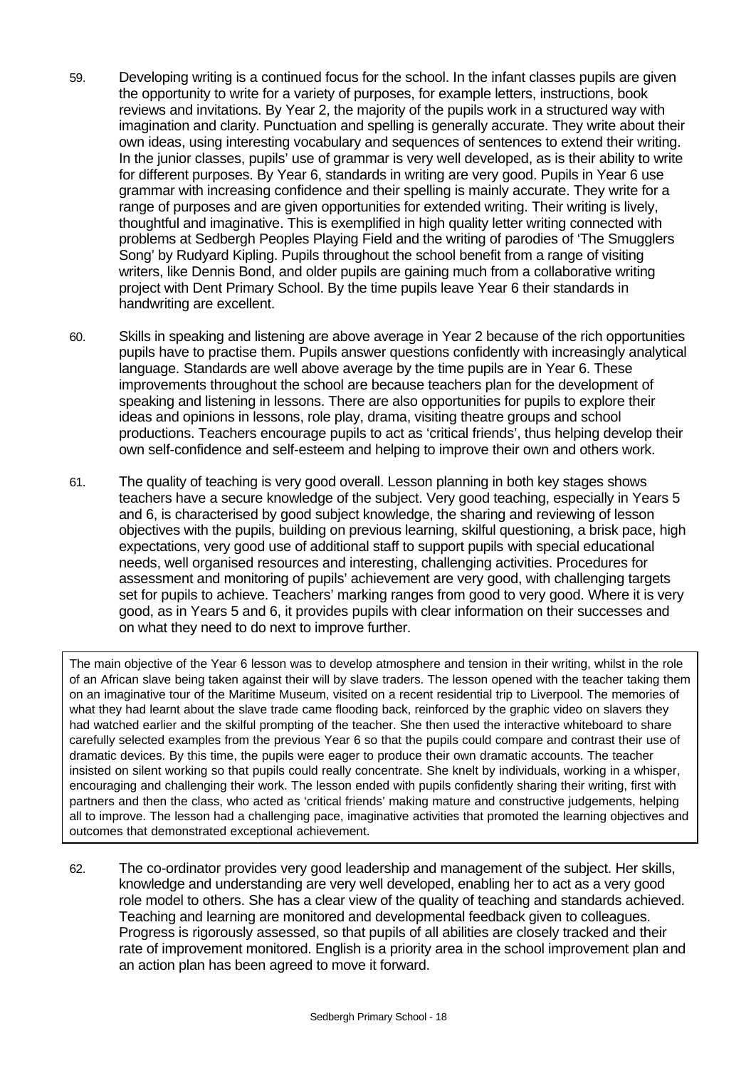59. Developing writing is a continued focus for the school. In the infant classes pupils are given the opportunity to write for a variety of purposes, for example letters, instructions, book reviews and invitations. By Year 2, the majority of the pupils work in a structured way with imagination and clarity. Punctuation and spelling is generally accurate. They write about their own ideas, using interesting vocabulary and sequences of sentences to extend their writing. In the junior classes, pupils' use of grammar is very well developed, as is their ability to write for different purposes. By Year 6, standards in writing are very good. Pupils in Year 6 use grammar with increasing confidence and their spelling is mainly accurate. They write for a range of purposes and are given opportunities for extended writing. Their writing is lively, thoughtful and imaginative. This is exemplified in high quality letter writing connected with problems at Sedbergh Peoples Playing Field and the writing of parodies of 'The Smugglers Song' by Rudyard Kipling. Pupils throughout the school benefit from a range of visiting writers, like Dennis Bond, and older pupils are gaining much from a collaborative writing project with Dent Primary School. By the time pupils leave Year 6 their standards in handwriting are excellent.

60. Skills in speaking and listening are above average in Year 2 because of the rich opportunities pupils have to practise them. Pupils answer questions confidently with increasingly analytical language. Standards are well above average by the time pupils are in Year 6. These improvements throughout the school are because teachers plan for the development of speaking and listening in lessons. There are also opportunities for pupils to explore their ideas and opinions in lessons, role play, drama, visiting theatre groups and school productions. Teachers encourage pupils to act as 'critical friends', thus helping develop their own self-confidence and self-esteem and helping to improve their own and others work.

61. The quality of teaching is very good overall. Lesson planning in both key stages shows teachers have a secure knowledge of the subject. Very good teaching, especially in Years 5 and 6, is characterised by good subject knowledge, the sharing and reviewing of lesson objectives with the pupils, building on previous learning, skilful questioning, a brisk pace, high expectations, very good use of additional staff to support pupils with special educational needs, well organised resources and interesting, challenging activities. Procedures for assessment and monitoring of pupils' achievement are very good, with challenging targets set for pupils to achieve. Teachers' marking ranges from good to very good. Where it is very good, as in Years 5 and 6, it provides pupils with clear information on their successes and on what they need to do next to improve further.

> The main objective of the Year 6 lesson was to develop atmosphere and tension in their writing, whilst in the role of an African slave being taken against their will by slave traders. The lesson opened with the teacher taking them on an imaginative tour of the Maritime Museum, visited on a recent residential trip to Liverpool. The memories of what they had learnt about the slave trade came flooding back, reinforced by the graphic video on slavers they had watched earlier and the skilful prompting of the teacher. She then used the interactive whiteboard to share carefully selected examples from the previous Year 6 so that the pupils could compare and contrast their use of dramatic devices. By this time, the pupils were eager to produce their own dramatic accounts. The teacher insisted on silent working so that pupils could really concentrate. She knelt by individuals, working in a whisper, encouraging and challenging their work. The lesson ended with pupils confidently sharing their writing, first with partners and then the class, who acted as 'critical friends' making mature and constructive judgements, helping all to improve. The lesson had a challenging pace, imaginative activities that promoted the learning objectives and outcomes that demonstrated exceptional achievement.

62. The co-ordinator provides very good leadership and management of the subject. Her skills, knowledge and understanding are very well developed, enabling her to act as a very good role model to others. She has a clear view of the quality of teaching and standards achieved. Teaching and learning are monitored and developmental feedback given to colleagues. Progress is rigorously assessed, so that pupils of all abilities are closely tracked and their rate of improvement monitored. English is a priority area in the school improvement plan and an action plan has been agreed to move it forward.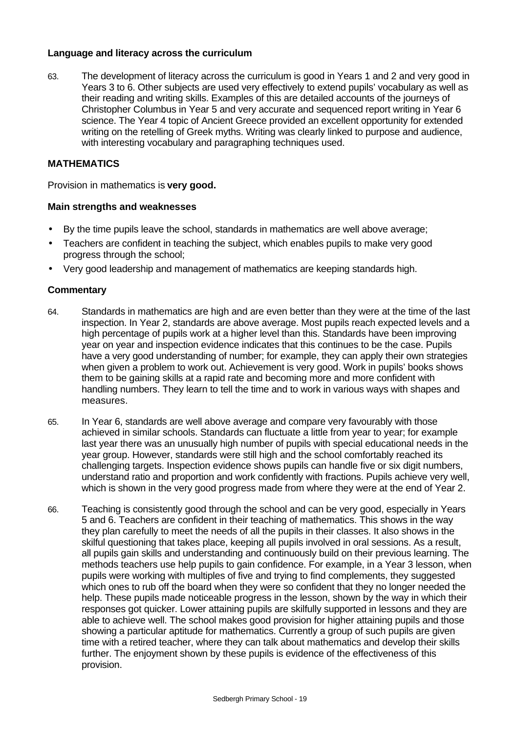**Language and literacy across the curriculum**

63. The development of literacy across the curriculum is good in Years 1 and 2 and very good in Years 3 to 6. Other subjects are used very effectively to extend pupils' vocabulary as well as their reading and writing skills. Examples of this are detailed accounts of the journeys of Christopher Columbus in Year 5 and very accurate and sequenced report writing in Year 6 science. The Year 4 topic of Ancient Greece provided an excellent opportunity for extended writing on the retelling of Greek myths. Writing was clearly linked to purpose and audience, with interesting vocabulary and paragraphing techniques used.

## MATHEMATICS

Provision in mathematics is **very good.**

**Main strengths and weaknesses**

- By the time pupils leave the school, standards in mathematics are well above average;
- Teachers are confident in teaching the subject, which enables pupils to make very good progress through the school;
- Very good leadership and management of mathematics are keeping standards high.

**Commentary**

64. Standards in mathematics are high and are even better than they were at the time of the last inspection. In Year 2, standards are above average. Most pupils reach expected levels and a high percentage of pupils work at a higher level than this. Standards have been improving year on year and inspection evidence indicates that this continues to be the case. Pupils have a very good understanding of number; for example, they can apply their own strategies when given a problem to work out. Achievement is very good. Work in pupils' books shows them to be gaining skills at a rapid rate and becoming more and more confident with handling numbers. They learn to tell the time and to work in various ways with shapes and measures.

65. In Year 6, standards are well above average and compare very favourably with those achieved in similar schools. Standards can fluctuate a little from year to year; for example last year there was an unusually high number of pupils with special educational needs in the year group. However, standards were still high and the school comfortably reached its challenging targets. Inspection evidence shows pupils can handle five or six digit numbers, understand ratio and proportion and work confidently with fractions. Pupils achieve very well, which is shown in the very good progress made from where they were at the end of Year 2.

66. Teaching is consistently good through the school and can be very good, especially in Years 5 and 6. Teachers are confident in their teaching of mathematics. This shows in the way they plan carefully to meet the needs of all the pupils in their classes. It also shows in the skilful questioning that takes place, keeping all pupils involved in oral sessions. As a result, all pupils gain skills and understanding and continuously build on their previous learning. The methods teachers use help pupils to gain confidence. For example, in a Year 3 lesson, when pupils were working with multiples of five and trying to find complements, they suggested which ones to rub off the board when they were so confident that they no longer needed the help. These pupils made noticeable progress in the lesson, shown by the way in which their responses got quicker. Lower attaining pupils are skilfully supported in lessons and they are able to achieve well. The school makes good provision for higher attaining pupils and those showing a particular aptitude for mathematics. Currently a group of such pupils are given time with a retired teacher, where they can talk about mathematics and develop their skills further. The enjoyment shown by these pupils is evidence of the effectiveness of this provision.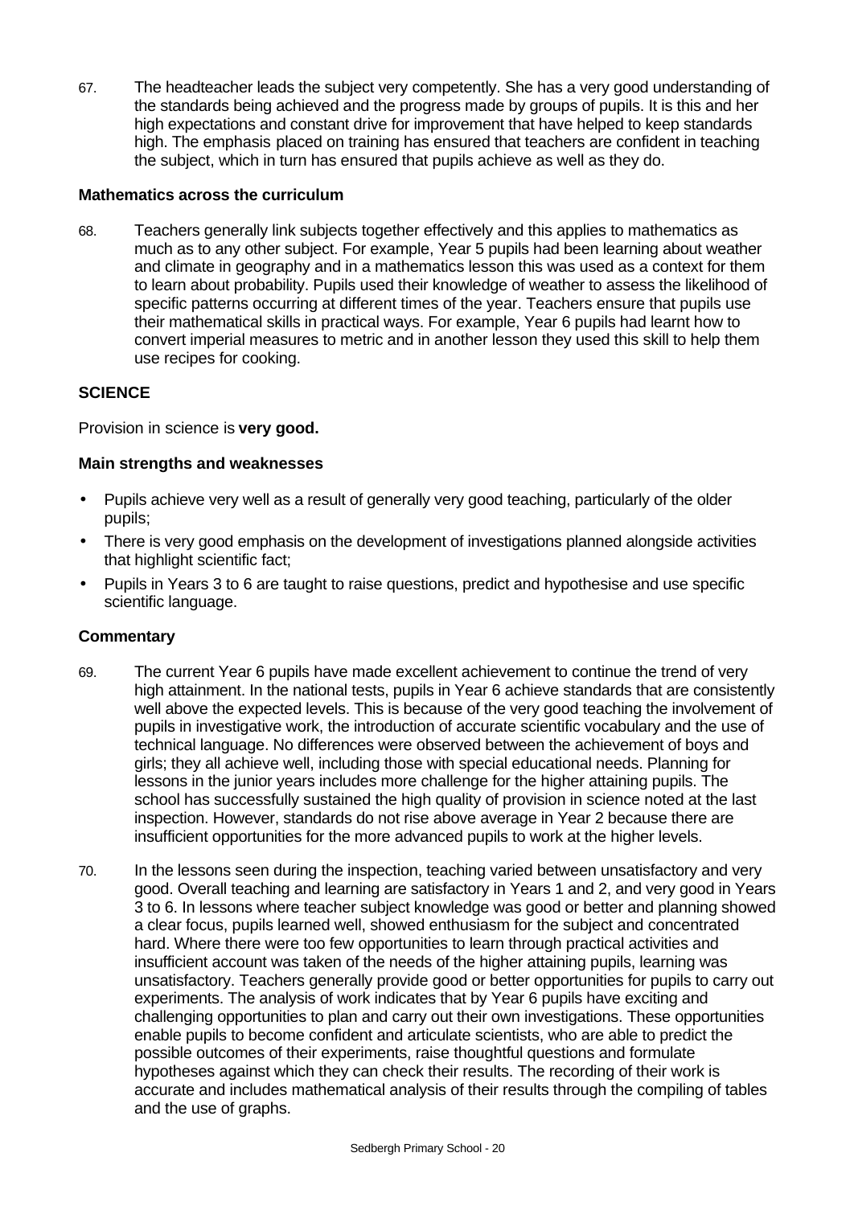67. The headteacher leads the subject very competently. She has a very good understanding of the standards being achieved and the progress made by groups of pupils. It is this and her high expectations and constant drive for improvement that have helped to keep standards high. The emphasis placed on training has ensured that teachers are confident in teaching the subject, which in turn has ensured that pupils achieve as well as they do.

**Mathematics across the curriculum**

68. Teachers generally link subjects together effectively and this applies to mathematics as much as to any other subject. For example, Year 5 pupils had been learning about weather and climate in geography and in a mathematics lesson this was used as a context for them to learn about probability. Pupils used their knowledge of weather to assess the likelihood of specific patterns occurring at different times of the year. Teachers ensure that pupils use their mathematical skills in practical ways. For example, Year 6 pupils had learnt how to convert imperial measures to metric and in another lesson they used this skill to help them use recipes for cooking.

## SCIENCE

Provision in science is **very good.**

**Main strengths and weaknesses**

- Pupils achieve very well as a result of generally very good teaching, particularly of the older pupils;
- There is very good emphasis on the development of investigations planned alongside activities that highlight scientific fact;
- Pupils in Years 3 to 6 are taught to raise questions, predict and hypothesise and use specific scientific language.

**Commentary**

69. The current Year 6 pupils have made excellent achievement to continue the trend of very high attainment. In the national tests, pupils in Year 6 achieve standards that are consistently well above the expected levels. This is because of the very good teaching the involvement of pupils in investigative work, the introduction of accurate scientific vocabulary and the use of technical language. No differences were observed between the achievement of boys and girls; they all achieve well, including those with special educational needs. Planning for lessons in the junior years includes more challenge for the higher attaining pupils. The school has successfully sustained the high quality of provision in science noted at the last inspection. However, standards do not rise above average in Year 2 because there are insufficient opportunities for the more advanced pupils to work at the higher levels.

70. In the lessons seen during the inspection, teaching varied between unsatisfactory and very good. Overall teaching and learning are satisfactory in Years 1 and 2, and very good in Years 3 to 6. In lessons where teacher subject knowledge was good or better and planning showed a clear focus, pupils learned well, showed enthusiasm for the subject and concentrated hard. Where there were too few opportunities to learn through practical activities and insufficient account was taken of the needs of the higher attaining pupils, learning was unsatisfactory. Teachers generally provide good or better opportunities for pupils to carry out experiments. The analysis of work indicates that by Year 6 pupils have exciting and challenging opportunities to plan and carry out their own investigations. These opportunities enable pupils to become confident and articulate scientists, who are able to predict the possible outcomes of their experiments, raise thoughtful questions and formulate hypotheses against which they can check their results. The recording of their work is accurate and includes mathematical analysis of their results through the compiling of tables and the use of graphs.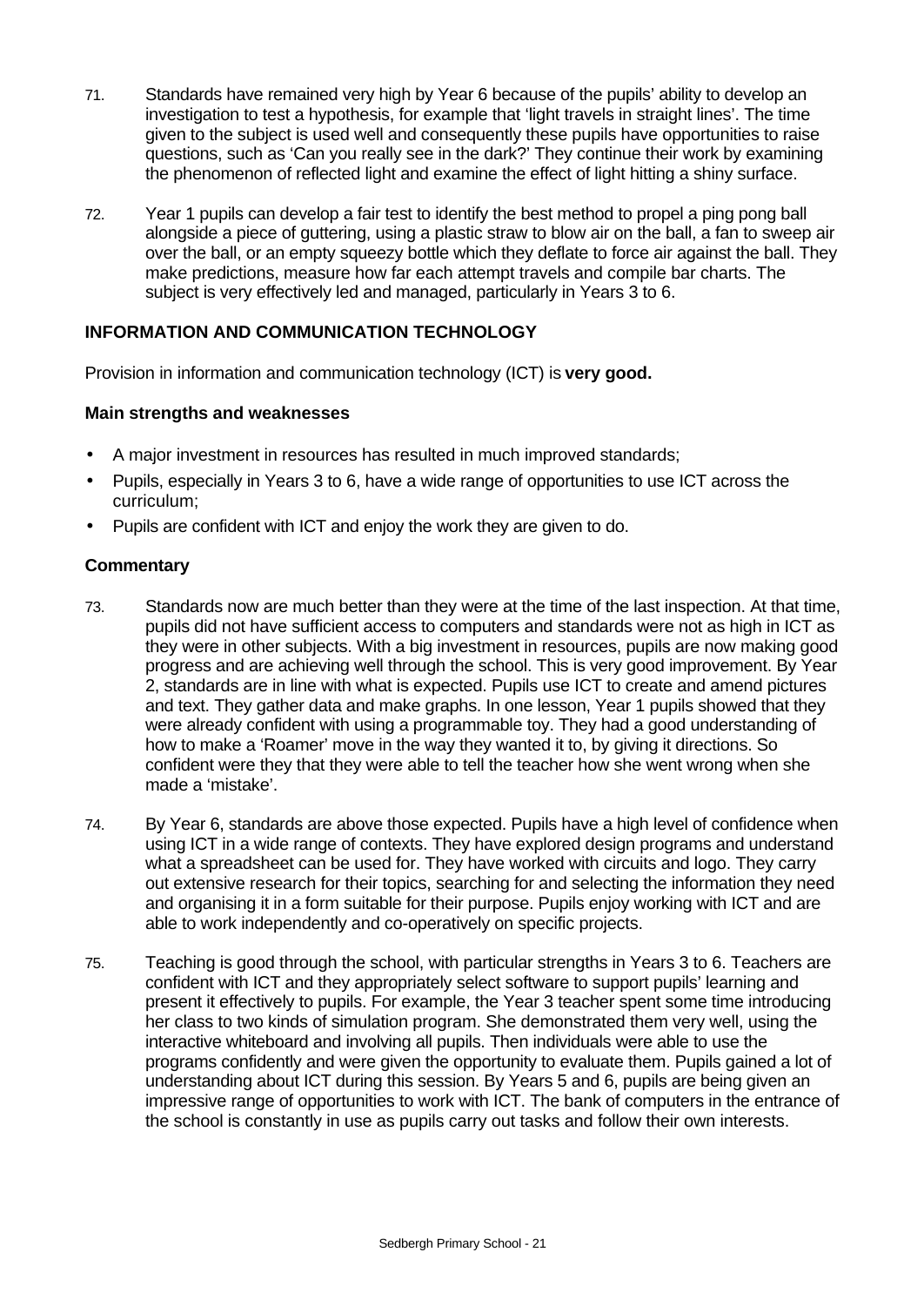71. Standards have remained very high by Year 6 because of the pupils' ability to develop an investigation to test a hypothesis, for example that 'light travels in straight lines'. The time given to the subject is used well and consequently these pupils have opportunities to raise questions, such as 'Can you really see in the dark?' They continue their work by examining the phenomenon of reflected light and examine the effect of light hitting a shiny surface.

72. Year 1 pupils can develop a fair test to identify the best method to propel a ping pong ball alongside a piece of guttering, using a plastic straw to blow air on the ball, a fan to sweep air over the ball, or an empty squeezy bottle which they deflate to force air against the ball. They make predictions, measure how far each attempt travels and compile bar charts. The subject is very effectively led and managed, particularly in Years 3 to 6.

## INFORMATION AND COMMUNICATION TECHNOLOGY

Provision in information and communication technology (ICT) is **very good.**

### Main strengths and weaknesses

- A major investment in resources has resulted in much improved standards;
- Pupils, especially in Years 3 to 6, have a wide range of opportunities to use ICT across the curriculum;
- Pupils are confident with ICT and enjoy the work they are given to do.

### Commentary

73. Standards now are much better than they were at the time of the last inspection. At that time, pupils did not have sufficient access to computers and standards were not as high in ICT as they were in other subjects. With a big investment in resources, pupils are now making good progress and are achieving well through the school. This is very good improvement. By Year 2, standards are in line with what is expected. Pupils use ICT to create and amend pictures and text. They gather data and make graphs. In one lesson, Year 1 pupils showed that they were already confident with using a programmable toy. They had a good understanding of how to make a 'Roamer' move in the way they wanted it to, by giving it directions. So confident were they that they were able to tell the teacher how she went wrong when she made a 'mistake'.

74. By Year 6, standards are above those expected. Pupils have a high level of confidence when using ICT in a wide range of contexts. They have explored design programs and understand what a spreadsheet can be used for. They have worked with circuits and logo. They carry out extensive research for their topics, searching for and selecting the information they need and organising it in a form suitable for their purpose. Pupils enjoy working with ICT and are able to work independently and co-operatively on specific projects.

75. Teaching is good through the school, with particular strengths in Years 3 to 6. Teachers are confident with ICT and they appropriately select software to support pupils' learning and present it effectively to pupils. For example, the Year 3 teacher spent some time introducing her class to two kinds of simulation program. She demonstrated them very well, using the interactive whiteboard and involving all pupils. Then individuals were able to use the programs confidently and were given the opportunity to evaluate them. Pupils gained a lot of understanding about ICT during this session. By Years 5 and 6, pupils are being given an impressive range of opportunities to work with ICT. The bank of computers in the entrance of the school is constantly in use as pupils carry out tasks and follow their own interests.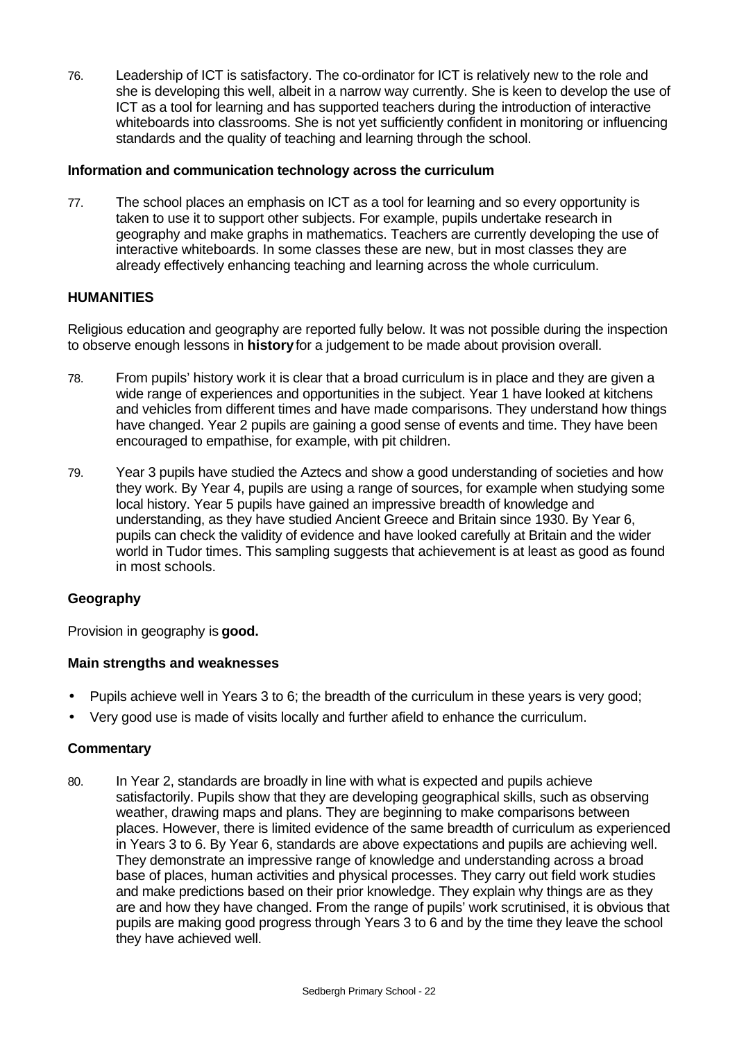76. Leadership of ICT is satisfactory. The co-ordinator for ICT is relatively new to the role and she is developing this well, albeit in a narrow way currently. She is keen to develop the use of ICT as a tool for learning and has supported teachers during the introduction of interactive whiteboards into classrooms. She is not yet sufficiently confident in monitoring or influencing standards and the quality of teaching and learning through the school.

### Information and communication technology across the curriculum

77. The school places an emphasis on ICT as a tool for learning and so every opportunity is taken to use it to support other subjects. For example, pupils undertake research in geography and make graphs in mathematics. Teachers are currently developing the use of interactive whiteboards. In some classes these are new, but in most classes they are already effectively enhancing teaching and learning across the whole curriculum.

## HUMANITIES

Religious education and geography are reported fully below. It was not possible during the inspection to observe enough lessons in **history** for a judgement to be made about provision overall.

78. From pupils' history work it is clear that a broad curriculum is in place and they are given a wide range of experiences and opportunities in the subject. Year 1 have looked at kitchens and vehicles from different times and have made comparisons. They understand how things have changed. Year 2 pupils are gaining a good sense of events and time. They have been encouraged to empathise, for example, with pit children.

79. Year 3 pupils have studied the Aztecs and show a good understanding of societies and how they work. By Year 4, pupils are using a range of sources, for example when studying some local history. Year 5 pupils have gained an impressive breadth of knowledge and understanding, as they have studied Ancient Greece and Britain since 1930. By Year 6, pupils can check the validity of evidence and have looked carefully at Britain and the wider world in Tudor times. This sampling suggests that achievement is at least as good as found in most schools.

### Geography

Provision in geography is **good.**

### Main strengths and weaknesses

- Pupils achieve well in Years 3 to 6; the breadth of the curriculum in these years is very good;
- Very good use is made of visits locally and further afield to enhance the curriculum.

### Commentary

80. In Year 2, standards are broadly in line with what is expected and pupils achieve satisfactorily. Pupils show that they are developing geographical skills, such as observing weather, drawing maps and plans. They are beginning to make comparisons between places. However, there is limited evidence of the same breadth of curriculum as experienced in Years 3 to 6. By Year 6, standards are above expectations and pupils are achieving well. They demonstrate an impressive range of knowledge and understanding across a broad base of places, human activities and physical processes. They carry out field work studies and make predictions based on their prior knowledge. They explain why things are as they are and how they have changed. From the range of pupils' work scrutinised, it is obvious that pupils are making good progress through Years 3 to 6 and by the time they leave the school they have achieved well.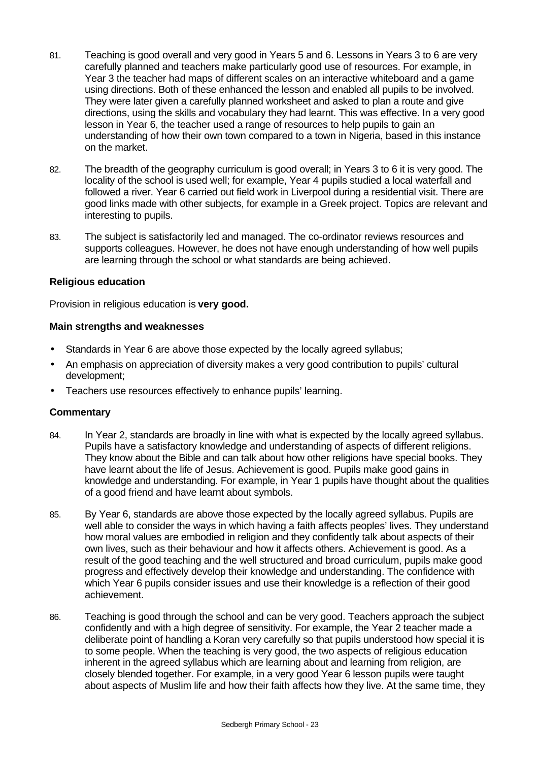81. Teaching is good overall and very good in Years 5 and 6. Lessons in Years 3 to 6 are very carefully planned and teachers make particularly good use of resources. For example, in Year 3 the teacher had maps of different scales on an interactive whiteboard and a game using directions. Both of these enhanced the lesson and enabled all pupils to be involved. They were later given a carefully planned worksheet and asked to plan a route and give directions, using the skills and vocabulary they had learnt. This was effective. In a very good lesson in Year 6, the teacher used a range of resources to help pupils to gain an understanding of how their own town compared to a town in Nigeria, based in this instance on the market.

82. The breadth of the geography curriculum is good overall; in Years 3 to 6 it is very good. The locality of the school is used well; for example, Year 4 pupils studied a local waterfall and followed a river. Year 6 carried out field work in Liverpool during a residential visit. There are good links made with other subjects, for example in a Greek project. Topics are relevant and interesting to pupils.

83. The subject is satisfactorily led and managed. The co-ordinator reviews resources and supports colleagues. However, he does not have enough understanding of how well pupils are learning through the school or what standards are being achieved.

### Religious education

Provision in religious education is **very good.**

#### Main strengths and weaknesses

- Standards in Year 6 are above those expected by the locally agreed syllabus;
- An emphasis on appreciation of diversity makes a very good contribution to pupils' cultural development;
- Teachers use resources effectively to enhance pupils' learning.

#### Commentary

84. In Year 2, standards are broadly in line with what is expected by the locally agreed syllabus. Pupils have a satisfactory knowledge and understanding of aspects of different religions. They know about the Bible and can talk about how other religions have special books. They have learnt about the life of Jesus. Achievement is good. Pupils make good gains in knowledge and understanding. For example, in Year 1 pupils have thought about the qualities of a good friend and have learnt about symbols.

85. By Year 6, standards are above those expected by the locally agreed syllabus. Pupils are well able to consider the ways in which having a faith affects peoples' lives. They understand how moral values are embodied in religion and they confidently talk about aspects of their own lives, such as their behaviour and how it affects others. Achievement is good. As a result of the good teaching and the well structured and broad curriculum, pupils make good progress and effectively develop their knowledge and understanding. The confidence with which Year 6 pupils consider issues and use their knowledge is a reflection of their good achievement.

86. Teaching is good through the school and can be very good. Teachers approach the subject confidently and with a high degree of sensitivity. For example, the Year 2 teacher made a deliberate point of handling a Koran very carefully so that pupils understood how special it is to some people. When the teaching is very good, the two aspects of religious education inherent in the agreed syllabus which are learning about and learning from religion, are closely blended together. For example, in a very good Year 6 lesson pupils were taught about aspects of Muslim life and how their faith affects how they live. At the same time, they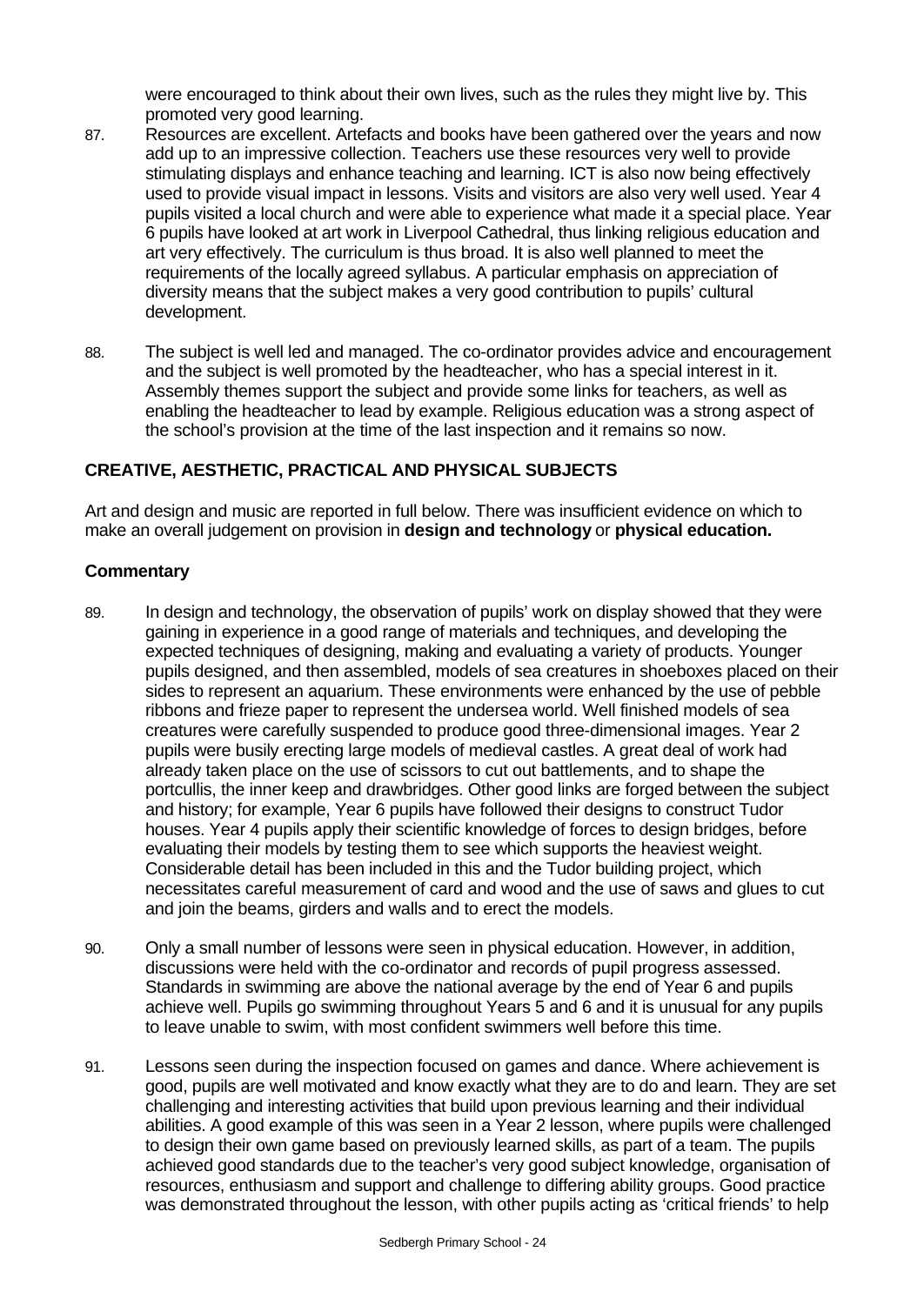were encouraged to think about their own lives, such as the rules they might live by. This promoted very good learning.

87. Resources are excellent. Artefacts and books have been gathered over the years and now add up to an impressive collection. Teachers use these resources very well to provide stimulating displays and enhance teaching and learning. ICT is also now being effectively used to provide visual impact in lessons. Visits and visitors are also very well used. Year 4 pupils visited a local church and were able to experience what made it a special place. Year 6 pupils have looked at art work in Liverpool Cathedral, thus linking religious education and art very effectively. The curriculum is thus broad. It is also well planned to meet the requirements of the locally agreed syllabus. A particular emphasis on appreciation of diversity means that the subject makes a very good contribution to pupils' cultural development.

88. The subject is well led and managed. The co-ordinator provides advice and encouragement and the subject is well promoted by the headteacher, who has a special interest in it. Assembly themes support the subject and provide some links for teachers, as well as enabling the headteacher to lead by example. Religious education was a strong aspect of the school's provision at the time of the last inspection and it remains so now.

## CREATIVE, AESTHETIC, PRACTICAL AND PHYSICAL SUBJECTS

Art and design and music are reported in full below. There was insufficient evidence on which to make an overall judgement on provision in **design and technology** or **physical education.**

### Commentary

89. In design and technology, the observation of pupils' work on display showed that they were gaining in experience in a good range of materials and techniques, and developing the expected techniques of designing, making and evaluating a variety of products. Younger pupils designed, and then assembled, models of sea creatures in shoeboxes placed on their sides to represent an aquarium. These environments were enhanced by the use of pebble ribbons and frieze paper to represent the undersea world. Well finished models of sea creatures were carefully suspended to produce good three-dimensional images. Year 2 pupils were busily erecting large models of medieval castles. A great deal of work had already taken place on the use of scissors to cut out battlements, and to shape the portcullis, the inner keep and drawbridges. Other good links are forged between the subject and history; for example, Year 6 pupils have followed their designs to construct Tudor houses. Year 4 pupils apply their scientific knowledge of forces to design bridges, before evaluating their models by testing them to see which supports the heaviest weight. Considerable detail has been included in this and the Tudor building project, which necessitates careful measurement of card and wood and the use of saws and glues to cut and join the beams, girders and walls and to erect the models.

90. Only a small number of lessons were seen in physical education. However, in addition, discussions were held with the co-ordinator and records of pupil progress assessed. Standards in swimming are above the national average by the end of Year 6 and pupils achieve well. Pupils go swimming throughout Years 5 and 6 and it is unusual for any pupils to leave unable to swim, with most confident swimmers well before this time.

91. Lessons seen during the inspection focused on games and dance. Where achievement is good, pupils are well motivated and know exactly what they are to do and learn. They are set challenging and interesting activities that build upon previous learning and their individual abilities. A good example of this was seen in a Year 2 lesson, where pupils were challenged to design their own game based on previously learned skills, as part of a team. The pupils achieved good standards due to the teacher's very good subject knowledge, organisation of resources, enthusiasm and support and challenge to differing ability groups. Good practice was demonstrated throughout the lesson, with other pupils acting as 'critical friends' to help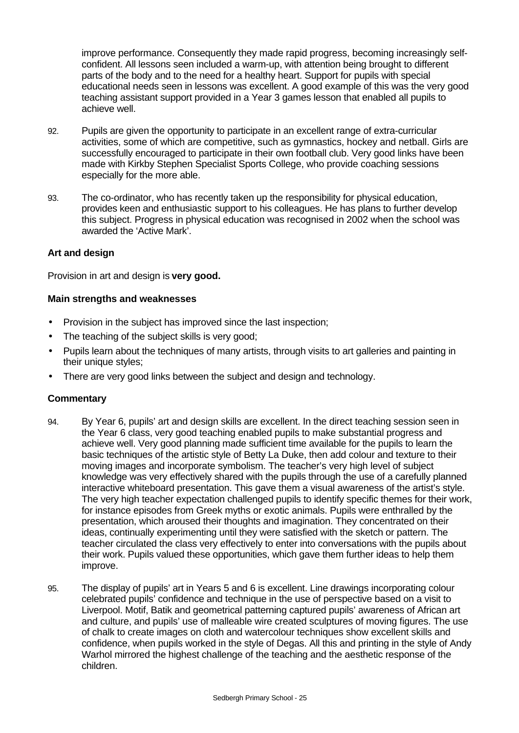improve performance. Consequently they made rapid progress, becoming increasingly self-confident. All lessons seen included a warm-up, with attention being brought to different parts of the body and to the need for a healthy heart. Support for pupils with special educational needs seen in lessons was excellent. A good example of this was the very good teaching assistant support provided in a Year 3 games lesson that enabled all pupils to achieve well.

92. Pupils are given the opportunity to participate in an excellent range of extra-curricular activities, some of which are competitive, such as gymnastics, hockey and netball. Girls are successfully encouraged to participate in their own football club. Very good links have been made with Kirkby Stephen Specialist Sports College, who provide coaching sessions especially for the more able.

93. The co-ordinator, who has recently taken up the responsibility for physical education, provides keen and enthusiastic support to his colleagues. He has plans to further develop this subject. Progress in physical education was recognised in 2002 when the school was awarded the 'Active Mark'.

### Art and design

Provision in art and design is **very good.**

#### Main strengths and weaknesses

- Provision in the subject has improved since the last inspection;
- The teaching of the subject skills is very good;
- Pupils learn about the techniques of many artists, through visits to art galleries and painting in their unique styles;
- There are very good links between the subject and design and technology.

#### Commentary

94. By Year 6, pupils' art and design skills are excellent. In the direct teaching session seen in the Year 6 class, very good teaching enabled pupils to make substantial progress and achieve well. Very good planning made sufficient time available for the pupils to learn the basic techniques of the artistic style of Betty La Duke, then add colour and texture to their moving images and incorporate symbolism. The teacher's very high level of subject knowledge was very effectively shared with the pupils through the use of a carefully planned interactive whiteboard presentation. This gave them a visual awareness of the artist's style. The very high teacher expectation challenged pupils to identify specific themes for their work, for instance episodes from Greek myths or exotic animals. Pupils were enthralled by the presentation, which aroused their thoughts and imagination. They concentrated on their ideas, continually experimenting until they were satisfied with the sketch or pattern. The teacher circulated the class very effectively to enter into conversations with the pupils about their work. Pupils valued these opportunities, which gave them further ideas to help them improve.

95. The display of pupils' art in Years 5 and 6 is excellent. Line drawings incorporating colour celebrated pupils' confidence and technique in the use of perspective based on a visit to Liverpool. Motif, Batik and geometrical patterning captured pupils' awareness of African art and culture, and pupils' use of malleable wire created sculptures of moving figures. The use of chalk to create images on cloth and watercolour techniques show excellent skills and confidence, when pupils worked in the style of Degas. All this and printing in the style of Andy Warhol mirrored the highest challenge of the teaching and the aesthetic response of the children.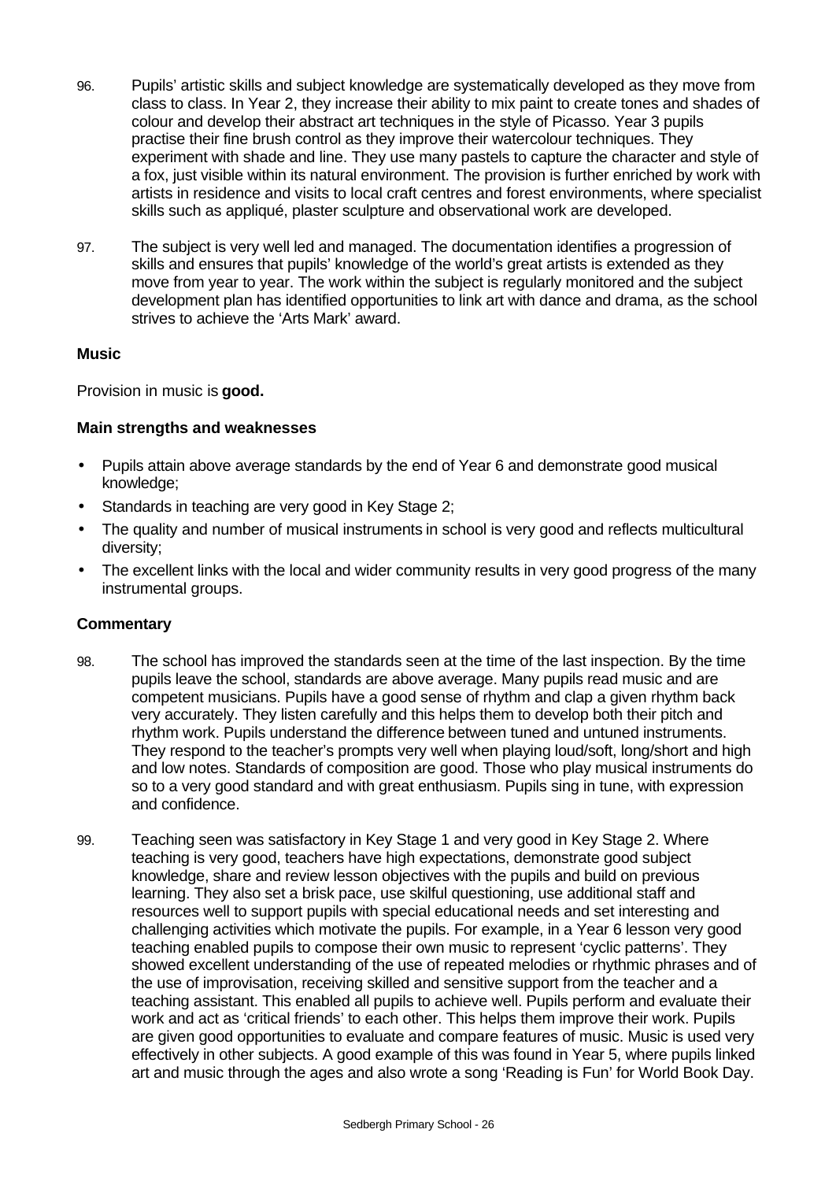96. Pupils' artistic skills and subject knowledge are systematically developed as they move from class to class. In Year 2, they increase their ability to mix paint to create tones and shades of colour and develop their abstract art techniques in the style of Picasso. Year 3 pupils practise their fine brush control as they improve their watercolour techniques. They experiment with shade and line. They use many pastels to capture the character and style of a fox, just visible within its natural environment. The provision is further enriched by work with artists in residence and visits to local craft centres and forest environments, where specialist skills such as appliqué, plaster sculpture and observational work are developed.

97. The subject is very well led and managed. The documentation identifies a progression of skills and ensures that pupils' knowledge of the world's great artists is extended as they move from year to year. The work within the subject is regularly monitored and the subject development plan has identified opportunities to link art with dance and drama, as the school strives to achieve the 'Arts Mark' award.

**Music**

Provision in music is **good.**

**Main strengths and weaknesses**

- Pupils attain above average standards by the end of Year 6 and demonstrate good musical knowledge;
- Standards in teaching are very good in Key Stage 2;
- The quality and number of musical instruments in school is very good and reflects multicultural diversity;
- The excellent links with the local and wider community results in very good progress of the many instrumental groups.

**Commentary**

98. The school has improved the standards seen at the time of the last inspection. By the time pupils leave the school, standards are above average. Many pupils read music and are competent musicians. Pupils have a good sense of rhythm and clap a given rhythm back very accurately. They listen carefully and this helps them to develop both their pitch and rhythm work. Pupils understand the difference between tuned and untuned instruments. They respond to the teacher's prompts very well when playing loud/soft, long/short and high and low notes. Standards of composition are good. Those who play musical instruments do so to a very good standard and with great enthusiasm. Pupils sing in tune, with expression and confidence.

99. Teaching seen was satisfactory in Key Stage 1 and very good in Key Stage 2. Where teaching is very good, teachers have high expectations, demonstrate good subject knowledge, share and review lesson objectives with the pupils and build on previous learning. They also set a brisk pace, use skilful questioning, use additional staff and resources well to support pupils with special educational needs and set interesting and challenging activities which motivate the pupils. For example, in a Year 6 lesson very good teaching enabled pupils to compose their own music to represent 'cyclic patterns'. They showed excellent understanding of the use of repeated melodies or rhythmic phrases and of the use of improvisation, receiving skilled and sensitive support from the teacher and a teaching assistant. This enabled all pupils to achieve well. Pupils perform and evaluate their work and act as 'critical friends' to each other. This helps them improve their work. Pupils are given good opportunities to evaluate and compare features of music. Music is used very effectively in other subjects. A good example of this was found in Year 5, where pupils linked art and music through the ages and also wrote a song 'Reading is Fun' for World Book Day.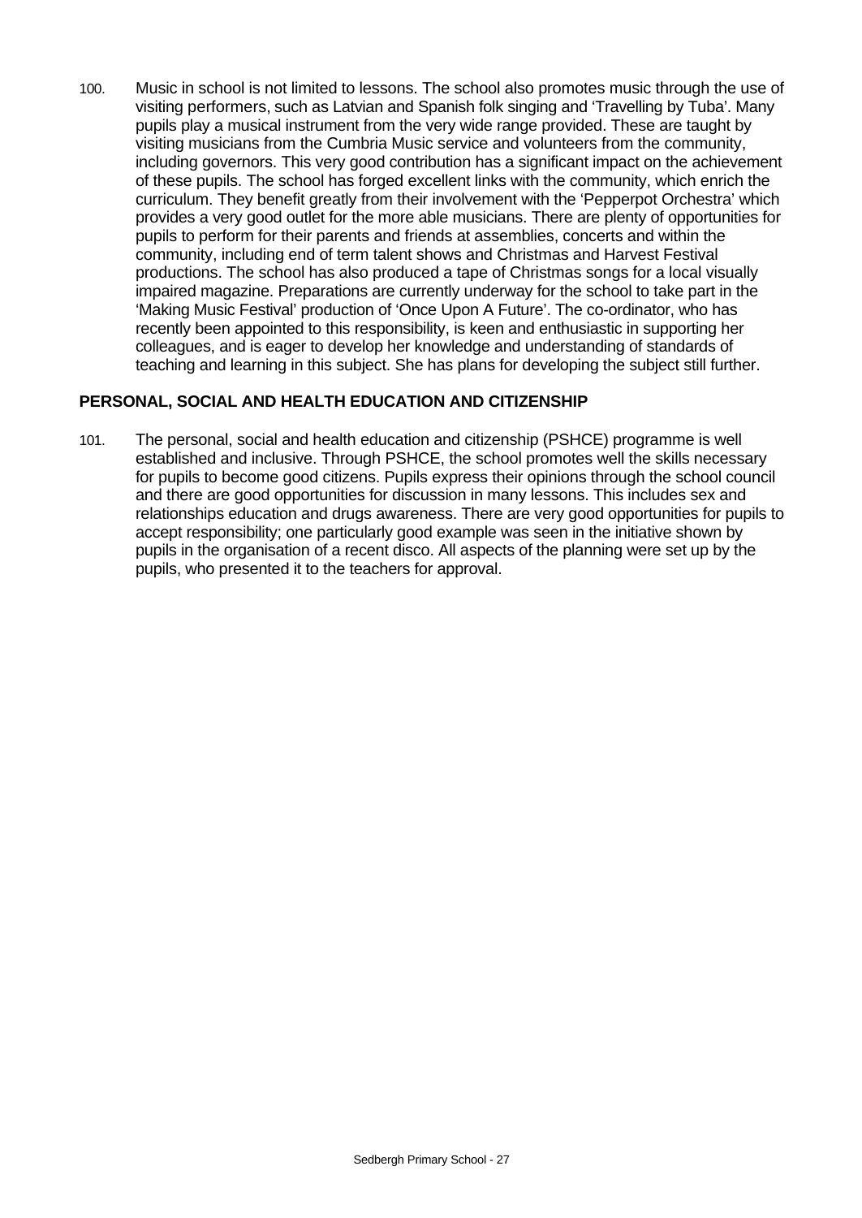100. Music in school is not limited to lessons. The school also promotes music through the use of visiting performers, such as Latvian and Spanish folk singing and 'Travelling by Tuba'. Many pupils play a musical instrument from the very wide range provided. These are taught by visiting musicians from the Cumbria Music service and volunteers from the community, including governors. This very good contribution has a significant impact on the achievement of these pupils. The school has forged excellent links with the community, which enrich the curriculum. They benefit greatly from their involvement with the 'Pepperpot Orchestra' which provides a very good outlet for the more able musicians. There are plenty of opportunities for pupils to perform for their parents and friends at assemblies, concerts and within the community, including end of term talent shows and Christmas and Harvest Festival productions. The school has also produced a tape of Christmas songs for a local visually impaired magazine. Preparations are currently underway for the school to take part in the 'Making Music Festival' production of 'Once Upon A Future'. The co-ordinator, who has recently been appointed to this responsibility, is keen and enthusiastic in supporting her colleagues, and is eager to develop her knowledge and understanding of standards of teaching and learning in this subject. She has plans for developing the subject still further.

## PERSONAL, SOCIAL AND HEALTH EDUCATION AND CITIZENSHIP

101. The personal, social and health education and citizenship (PSHCE) programme is well established and inclusive. Through PSHCE, the school promotes well the skills necessary for pupils to become good citizens. Pupils express their opinions through the school council and there are good opportunities for discussion in many lessons. This includes sex and relationships education and drugs awareness. There are very good opportunities for pupils to accept responsibility; one particularly good example was seen in the initiative shown by pupils in the organisation of a recent disco. All aspects of the planning were set up by the pupils, who presented it to the teachers for approval.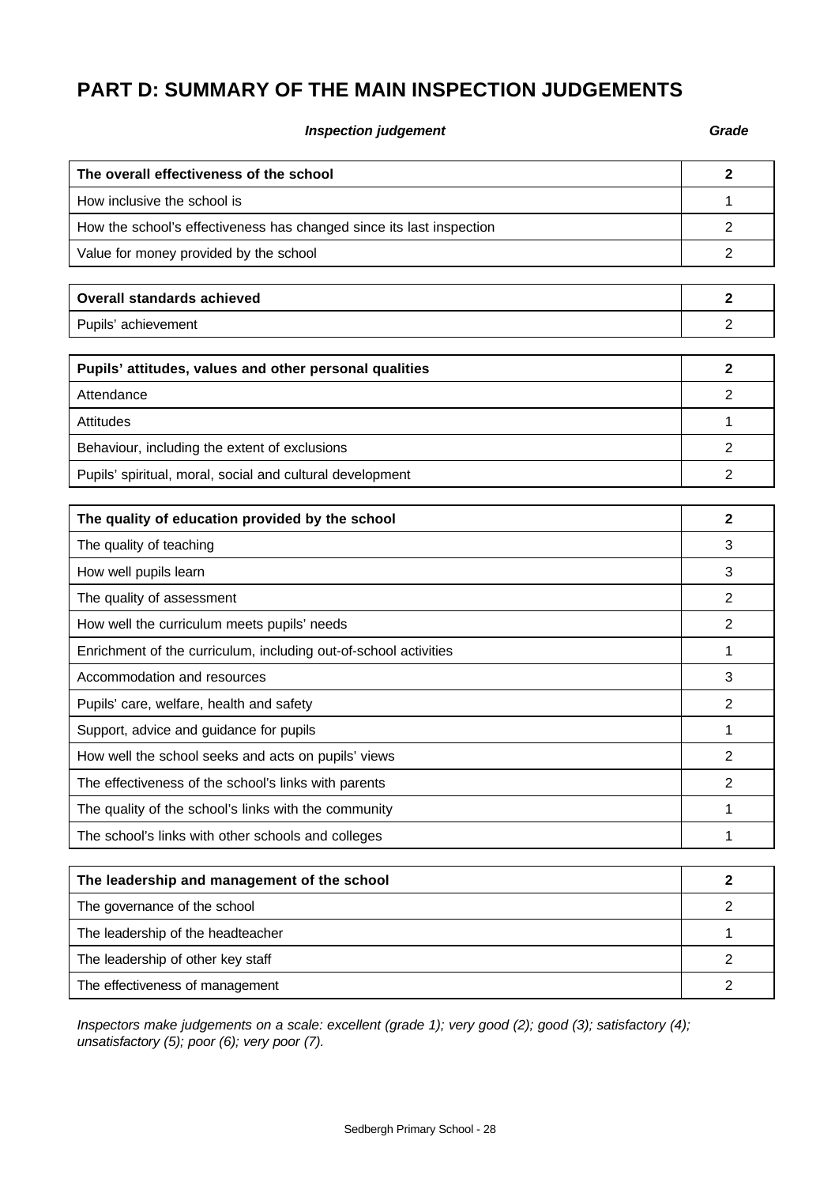# PART D: SUMMARY OF THE MAIN INSPECTION JUDGEMENTS

| *Inspection judgement* | *Grade* |
| --- | --- |
| **The overall effectiveness of the school** | **2** |
| How inclusive the school is | 1 |
| How the school's effectiveness has changed since its last inspection | 2 |
| Value for money provided by the school | 2 |
| **Overall standards achieved** | **2** |
| Pupils' achievement | 2 |
| **Pupils' attitudes, values and other personal qualities** | **2** |
| Attendance | 2 |
| Attitudes | 1 |
| Behaviour, including the extent of exclusions | 2 |
| Pupils' spiritual, moral, social and cultural development | 2 |
| **The quality of education provided by the school** | **2** |
| The quality of teaching | 3 |
| How well pupils learn | 3 |
| The quality of assessment | 2 |
| How well the curriculum meets pupils' needs | 2 |
| Enrichment of the curriculum, including out-of-school activities | 1 |
| Accommodation and resources | 3 |
| Pupils' care, welfare, health and safety | 2 |
| Support, advice and guidance for pupils | 1 |
| How well the school seeks and acts on pupils' views | 2 |
| The effectiveness of the school's links with parents | 2 |
| The quality of the school's links with the community | 1 |
| The school's links with other schools and colleges | 1 |
| **The leadership and management of the school** | **2** |
| The governance of the school | 2 |
| The leadership of the headteacher | 1 |
| The leadership of other key staff | 2 |
| The effectiveness of management | 2 |

*Inspectors make judgements on a scale: excellent (grade 1); very good (2); good (3); satisfactory (4); unsatisfactory (5); poor (6); very poor (7).*